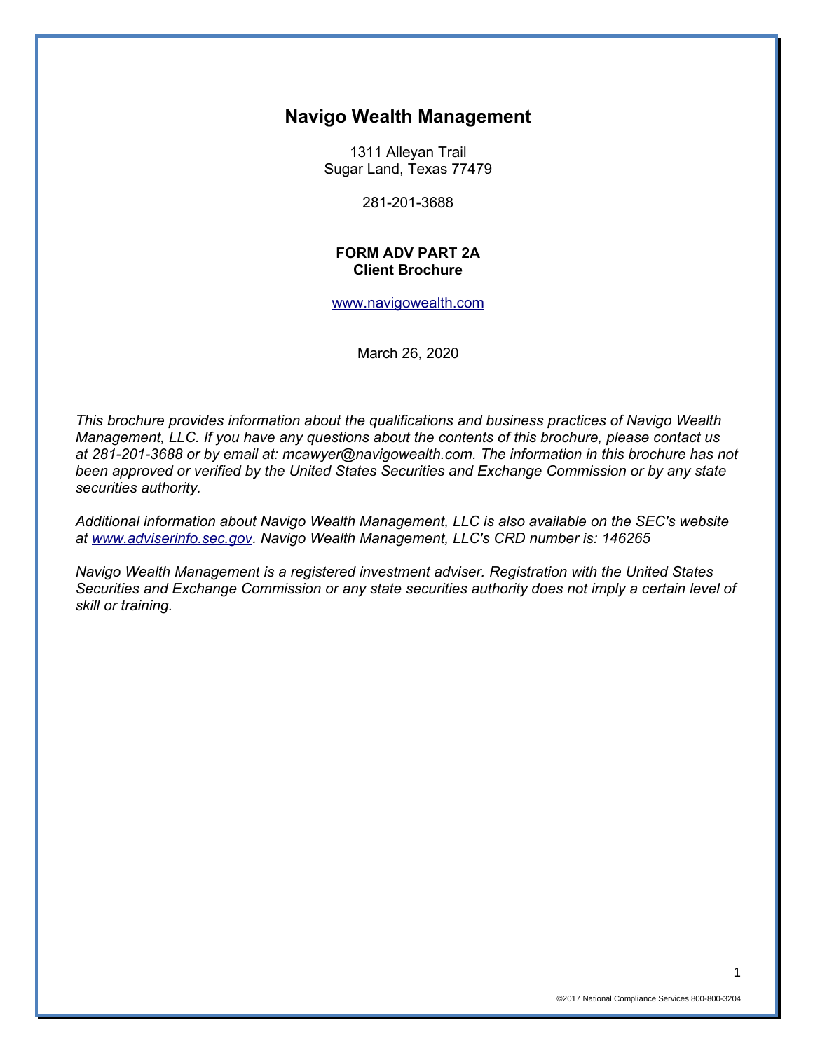# Navigo Wealth Management

1311 Alleyan Trail
Sugar Land, Texas 77479

281-201-3688

**FORM ADV PART 2A**
**Client Brochure**

www.navigowealth.com

March 26, 2020

*This brochure provides information about the qualifications and business practices of Navigo Wealth Management, LLC. If you have any questions about the contents of this brochure, please contact us at 281-201-3688 or by email at: mcawyer@navigowealth.com. The information in this brochure has not been approved or verified by the United States Securities and Exchange Commission or by any state securities authority.*

*Additional information about Navigo Wealth Management, LLC is also available on the SEC's website at www.adviserinfo.sec.gov. Navigo Wealth Management, LLC's CRD number is: 146265*

*Navigo Wealth Management is a registered investment adviser. Registration with the United States Securities and Exchange Commission or any state securities authority does not imply a certain level of skill or training.*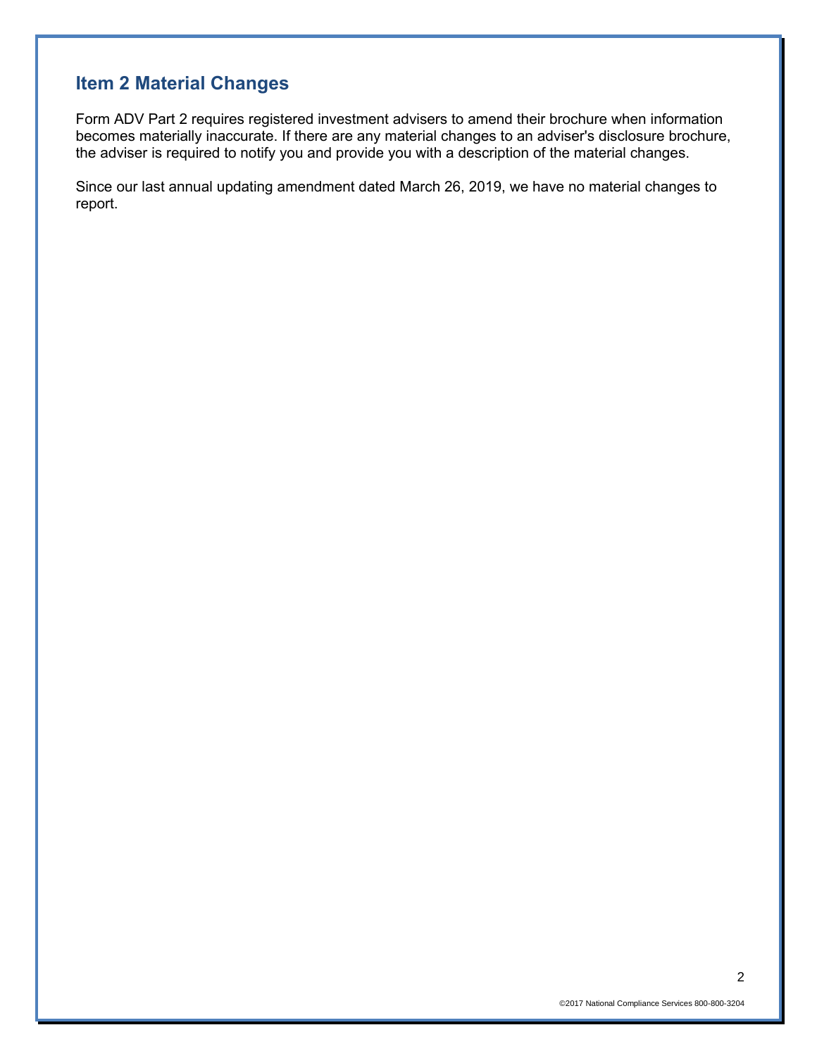## Item 2 Material Changes

Form ADV Part 2 requires registered investment advisers to amend their brochure when information becomes materially inaccurate. If there are any material changes to an adviser's disclosure brochure, the adviser is required to notify you and provide you with a description of the material changes.

Since our last annual updating amendment dated March 26, 2019, we have no material changes to report.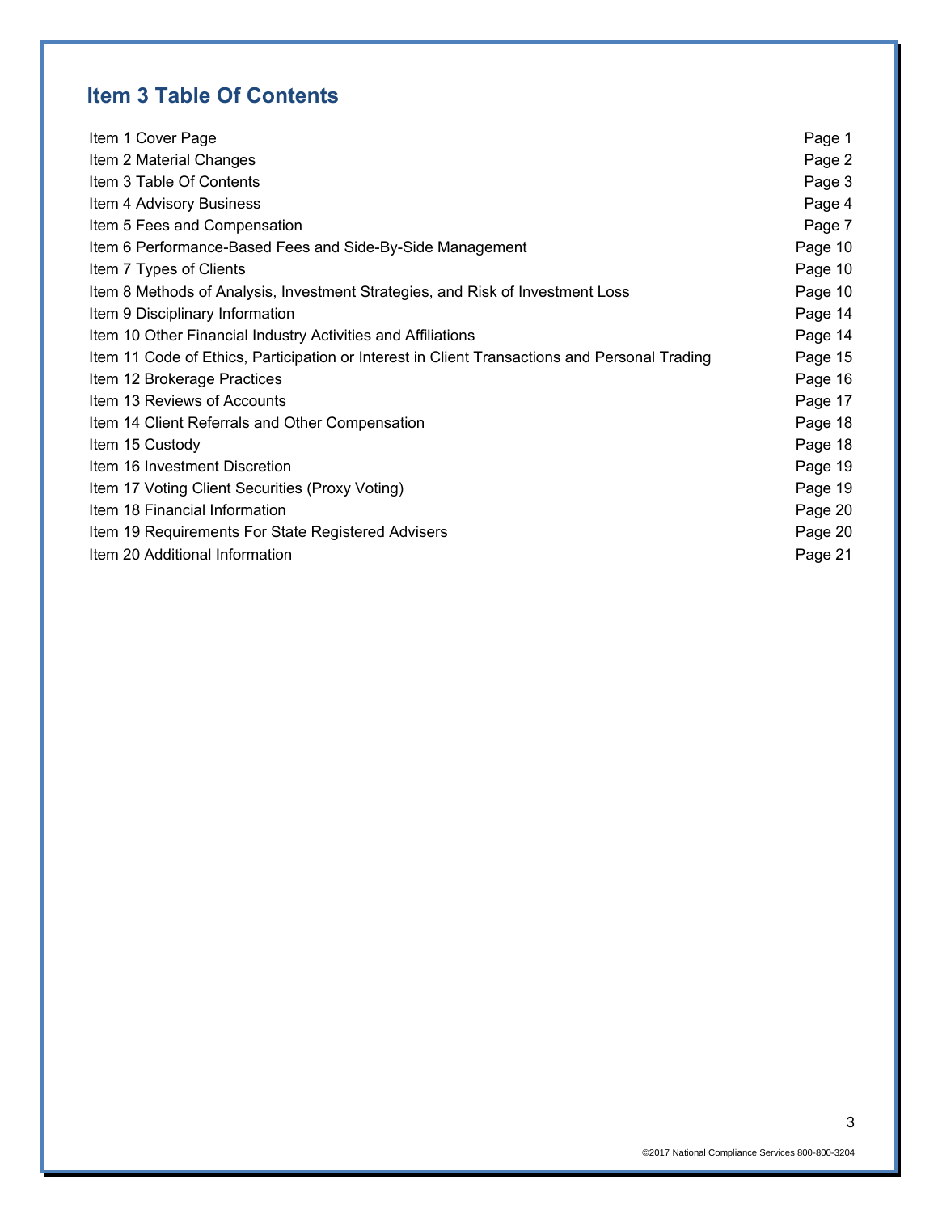## Item 3 Table Of Contents

| | |
|---|---|
| Item 1 Cover Page | Page 1 |
| Item 2 Material Changes | Page 2 |
| Item 3 Table Of Contents | Page 3 |
| Item 4 Advisory Business | Page 4 |
| Item 5 Fees and Compensation | Page 7 |
| Item 6 Performance-Based Fees and Side-By-Side Management | Page 10 |
| Item 7 Types of Clients | Page 10 |
| Item 8 Methods of Analysis, Investment Strategies, and Risk of Investment Loss | Page 10 |
| Item 9 Disciplinary Information | Page 14 |
| Item 10 Other Financial Industry Activities and Affiliations | Page 14 |
| Item 11 Code of Ethics, Participation or Interest in Client Transactions and Personal Trading | Page 15 |
| Item 12 Brokerage Practices | Page 16 |
| Item 13 Reviews of Accounts | Page 17 |
| Item 14 Client Referrals and Other Compensation | Page 18 |
| Item 15 Custody | Page 18 |
| Item 16 Investment Discretion | Page 19 |
| Item 17 Voting Client Securities (Proxy Voting) | Page 19 |
| Item 18 Financial Information | Page 20 |
| Item 19 Requirements For State Registered Advisers | Page 20 |
| Item 20 Additional Information | Page 21 |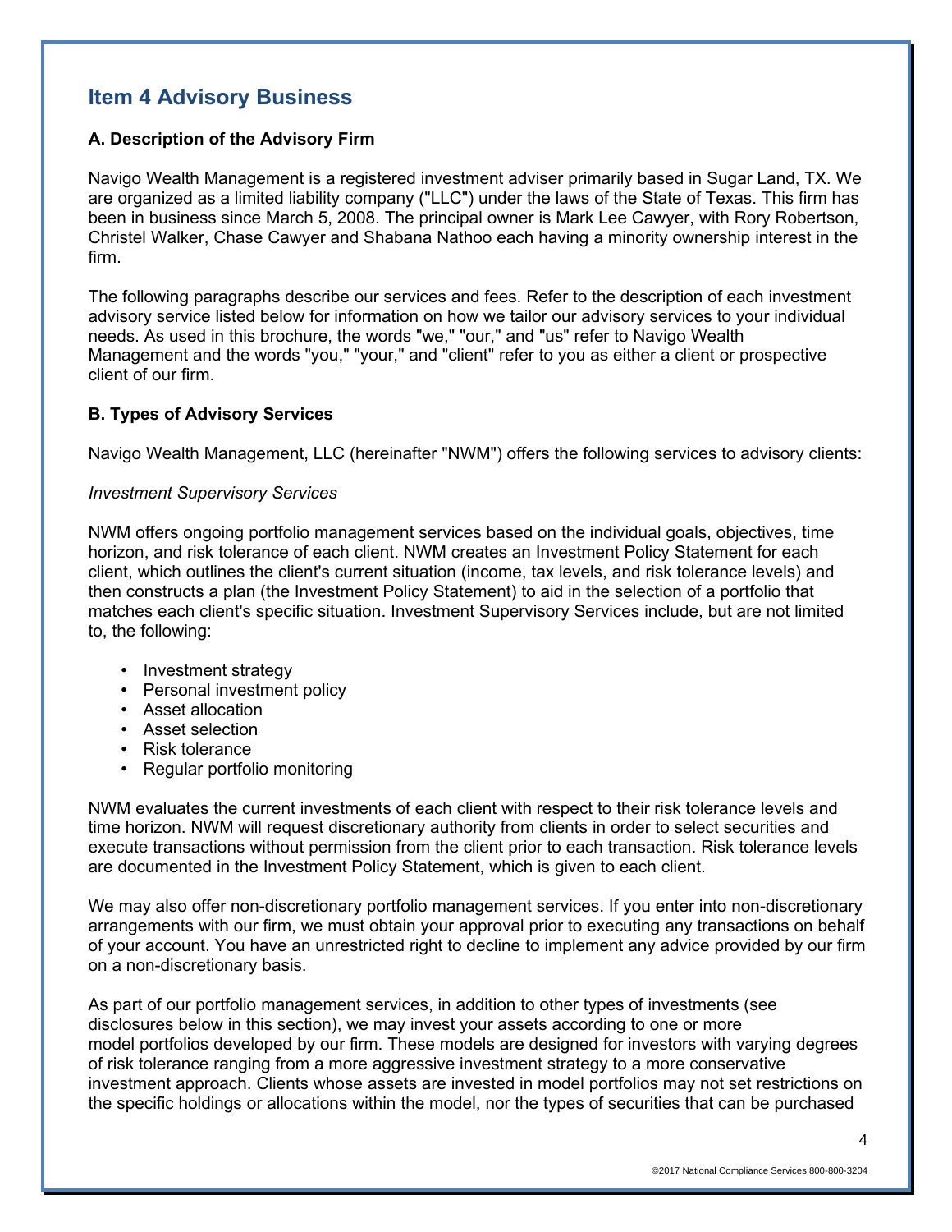## Item 4 Advisory Business

### A. Description of the Advisory Firm

Navigo Wealth Management is a registered investment adviser primarily based in Sugar Land, TX. We are organized as a limited liability company ("LLC") under the laws of the State of Texas. This firm has been in business since March 5, 2008. The principal owner is Mark Lee Cawyer, with Rory Robertson, Christel Walker, Chase Cawyer and Shabana Nathoo each having a minority ownership interest in the firm.

The following paragraphs describe our services and fees. Refer to the description of each investment advisory service listed below for information on how we tailor our advisory services to your individual needs. As used in this brochure, the words "we," "our," and "us" refer to Navigo Wealth Management and the words "you," "your," and "client" refer to you as either a client or prospective client of our firm.

### B. Types of Advisory Services

Navigo Wealth Management, LLC (hereinafter "NWM") offers the following services to advisory clients:

*Investment Supervisory Services*

NWM offers ongoing portfolio management services based on the individual goals, objectives, time horizon, and risk tolerance of each client. NWM creates an Investment Policy Statement for each client, which outlines the client's current situation (income, tax levels, and risk tolerance levels) and then constructs a plan (the Investment Policy Statement) to aid in the selection of a portfolio that matches each client's specific situation. Investment Supervisory Services include, but are not limited to, the following:

- Investment strategy
- Personal investment policy
- Asset allocation
- Asset selection
- Risk tolerance
- Regular portfolio monitoring

NWM evaluates the current investments of each client with respect to their risk tolerance levels and time horizon. NWM will request discretionary authority from clients in order to select securities and execute transactions without permission from the client prior to each transaction. Risk tolerance levels are documented in the Investment Policy Statement, which is given to each client.

We may also offer non-discretionary portfolio management services. If you enter into non-discretionary arrangements with our firm, we must obtain your approval prior to executing any transactions on behalf of your account. You have an unrestricted right to decline to implement any advice provided by our firm on a non-discretionary basis.

As part of our portfolio management services, in addition to other types of investments (see disclosures below in this section), we may invest your assets according to one or more model portfolios developed by our firm. These models are designed for investors with varying degrees of risk tolerance ranging from a more aggressive investment strategy to a more conservative investment approach. Clients whose assets are invested in model portfolios may not set restrictions on the specific holdings or allocations within the model, nor the types of securities that can be purchased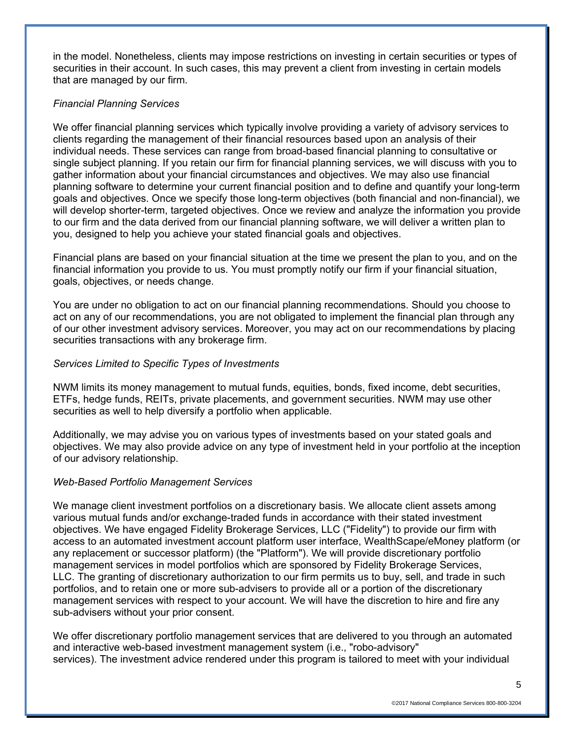in the model. Nonetheless, clients may impose restrictions on investing in certain securities or types of securities in their account. In such cases, this may prevent a client from investing in certain models that are managed by our firm.

*Financial Planning Services*

We offer financial planning services which typically involve providing a variety of advisory services to clients regarding the management of their financial resources based upon an analysis of their individual needs. These services can range from broad-based financial planning to consultative or single subject planning. If you retain our firm for financial planning services, we will discuss with you to gather information about your financial circumstances and objectives. We may also use financial planning software to determine your current financial position and to define and quantify your long-term goals and objectives. Once we specify those long-term objectives (both financial and non-financial), we will develop shorter-term, targeted objectives. Once we review and analyze the information you provide to our firm and the data derived from our financial planning software, we will deliver a written plan to you, designed to help you achieve your stated financial goals and objectives.

Financial plans are based on your financial situation at the time we present the plan to you, and on the financial information you provide to us. You must promptly notify our firm if your financial situation, goals, objectives, or needs change.

You are under no obligation to act on our financial planning recommendations. Should you choose to act on any of our recommendations, you are not obligated to implement the financial plan through any of our other investment advisory services. Moreover, you may act on our recommendations by placing securities transactions with any brokerage firm.

*Services Limited to Specific Types of Investments*

NWM limits its money management to mutual funds, equities, bonds, fixed income, debt securities, ETFs, hedge funds, REITs, private placements, and government securities. NWM may use other securities as well to help diversify a portfolio when applicable.

Additionally, we may advise you on various types of investments based on your stated goals and objectives. We may also provide advice on any type of investment held in your portfolio at the inception of our advisory relationship.

*Web-Based Portfolio Management Services*

We manage client investment portfolios on a discretionary basis. We allocate client assets among various mutual funds and/or exchange-traded funds in accordance with their stated investment objectives. We have engaged Fidelity Brokerage Services, LLC ("Fidelity") to provide our firm with access to an automated investment account platform user interface, WealthScape/eMoney platform (or any replacement or successor platform) (the "Platform"). We will provide discretionary portfolio management services in model portfolios which are sponsored by Fidelity Brokerage Services, LLC. The granting of discretionary authorization to our firm permits us to buy, sell, and trade in such portfolios, and to retain one or more sub-advisers to provide all or a portion of the discretionary management services with respect to your account. We will have the discretion to hire and fire any sub-advisers without your prior consent.

We offer discretionary portfolio management services that are delivered to you through an automated and interactive web-based investment management system (i.e., "robo-advisory" services). The investment advice rendered under this program is tailored to meet with your individual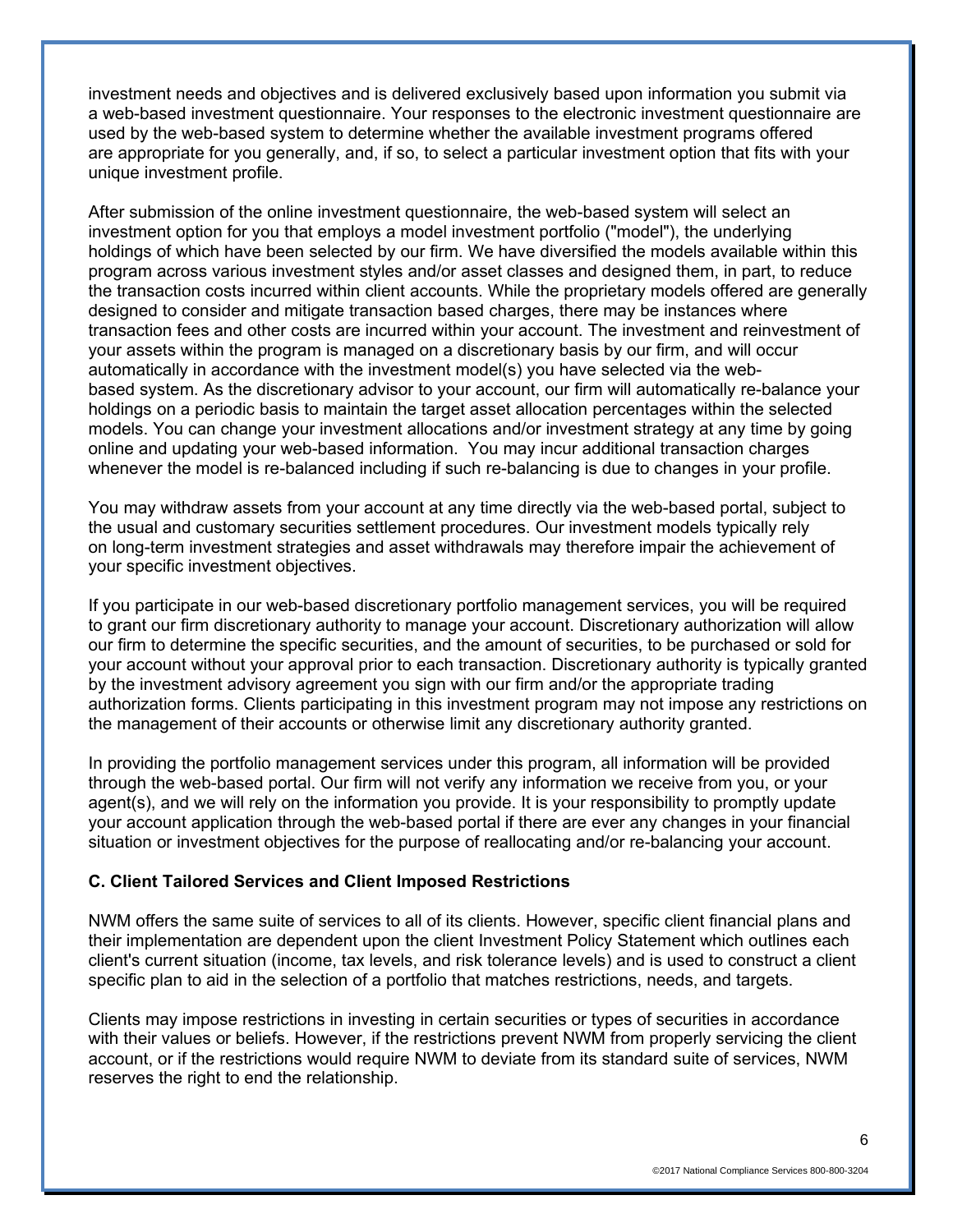investment needs and objectives and is delivered exclusively based upon information you submit via a web-based investment questionnaire. Your responses to the electronic investment questionnaire are used by the web-based system to determine whether the available investment programs offered are appropriate for you generally, and, if so, to select a particular investment option that fits with your unique investment profile.

After submission of the online investment questionnaire, the web-based system will select an investment option for you that employs a model investment portfolio ("model"), the underlying holdings of which have been selected by our firm. We have diversified the models available within this program across various investment styles and/or asset classes and designed them, in part, to reduce the transaction costs incurred within client accounts. While the proprietary models offered are generally designed to consider and mitigate transaction based charges, there may be instances where transaction fees and other costs are incurred within your account. The investment and reinvestment of your assets within the program is managed on a discretionary basis by our firm, and will occur automatically in accordance with the investment model(s) you have selected via the web-based system. As the discretionary advisor to your account, our firm will automatically re-balance your holdings on a periodic basis to maintain the target asset allocation percentages within the selected models. You can change your investment allocations and/or investment strategy at any time by going online and updating your web-based information. You may incur additional transaction charges whenever the model is re-balanced including if such re-balancing is due to changes in your profile.

You may withdraw assets from your account at any time directly via the web-based portal, subject to the usual and customary securities settlement procedures. Our investment models typically rely on long-term investment strategies and asset withdrawals may therefore impair the achievement of your specific investment objectives.

If you participate in our web-based discretionary portfolio management services, you will be required to grant our firm discretionary authority to manage your account. Discretionary authorization will allow our firm to determine the specific securities, and the amount of securities, to be purchased or sold for your account without your approval prior to each transaction. Discretionary authority is typically granted by the investment advisory agreement you sign with our firm and/or the appropriate trading authorization forms. Clients participating in this investment program may not impose any restrictions on the management of their accounts or otherwise limit any discretionary authority granted.

In providing the portfolio management services under this program, all information will be provided through the web-based portal. Our firm will not verify any information we receive from you, or your agent(s), and we will rely on the information you provide. It is your responsibility to promptly update your account application through the web-based portal if there are ever any changes in your financial situation or investment objectives for the purpose of reallocating and/or re-balancing your account.

**C. Client Tailored Services and Client Imposed Restrictions**

NWM offers the same suite of services to all of its clients. However, specific client financial plans and their implementation are dependent upon the client Investment Policy Statement which outlines each client's current situation (income, tax levels, and risk tolerance levels) and is used to construct a client specific plan to aid in the selection of a portfolio that matches restrictions, needs, and targets.

Clients may impose restrictions in investing in certain securities or types of securities in accordance with their values or beliefs. However, if the restrictions prevent NWM from properly servicing the client account, or if the restrictions would require NWM to deviate from its standard suite of services, NWM reserves the right to end the relationship.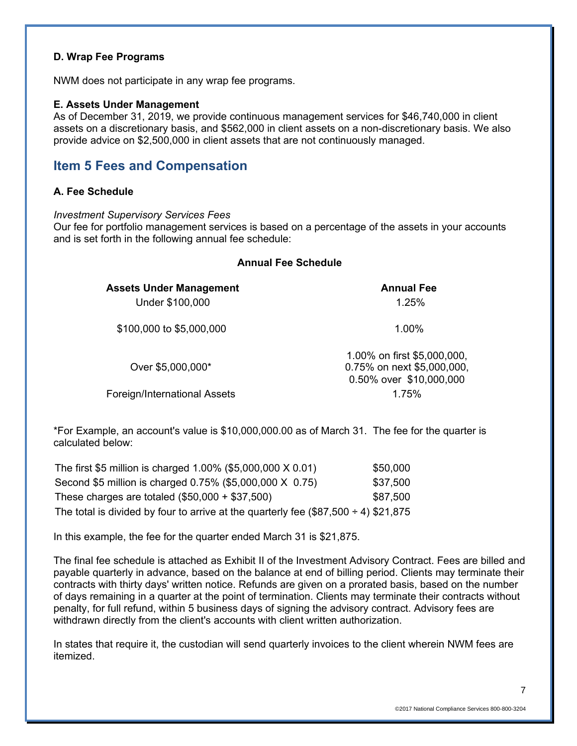**D. Wrap Fee Programs**

NWM does not participate in any wrap fee programs.

**E. Assets Under Management**

As of December 31, 2019, we provide continuous management services for $46,740,000 in client assets on a discretionary basis, and $562,000 in client assets on a non-discretionary basis. We also provide advice on $2,500,000 in client assets that are not continuously managed.

## Item 5 Fees and Compensation

**A. Fee Schedule**

*Investment Supervisory Services Fees*

Our fee for portfolio management services is based on a percentage of the assets in your accounts and is set forth in the following annual fee schedule:

**Annual Fee Schedule**

| Assets Under Management | Annual Fee |
|---|---|
| Under $100,000 | 1.25% |
| $100,000 to $5,000,000 | 1.00% |
| Over $5,000,000* | 1.00% on first $5,000,000, 0.75% on next $5,000,000, 0.50% over $10,000,000 |
| Foreign/International Assets | 1.75% |

*For Example, an account's value is $10,000,000.00 as of March 31. The fee for the quarter is calculated below:

| | |
|---|---|
| The first $5 million is charged 1.00% ($5,000,000 X 0.01) | $50,000 |
| Second $5 million is charged 0.75% ($5,000,000 X 0.75) | $37,500 |
| These charges are totaled ($50,000 + $37,500) | $87,500 |
| The total is divided by four to arrive at the quarterly fee ($87,500 ÷ 4) | $21,875 |

In this example, the fee for the quarter ended March 31 is $21,875.

The final fee schedule is attached as Exhibit II of the Investment Advisory Contract. Fees are billed and payable quarterly in advance, based on the balance at end of billing period. Clients may terminate their contracts with thirty days' written notice. Refunds are given on a prorated basis, based on the number of days remaining in a quarter at the point of termination. Clients may terminate their contracts without penalty, for full refund, within 5 business days of signing the advisory contract. Advisory fees are withdrawn directly from the client's accounts with client written authorization.

In states that require it, the custodian will send quarterly invoices to the client wherein NWM fees are itemized.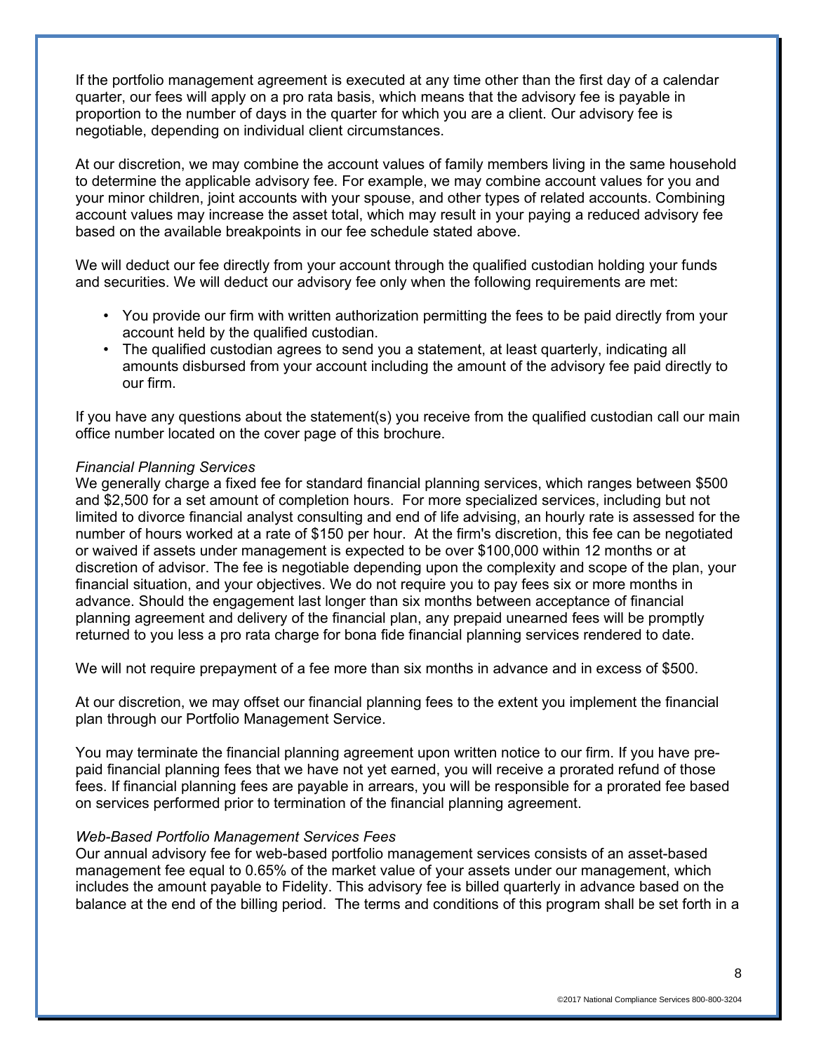If the portfolio management agreement is executed at any time other than the first day of a calendar quarter, our fees will apply on a pro rata basis, which means that the advisory fee is payable in proportion to the number of days in the quarter for which you are a client. Our advisory fee is negotiable, depending on individual client circumstances.

At our discretion, we may combine the account values of family members living in the same household to determine the applicable advisory fee. For example, we may combine account values for you and your minor children, joint accounts with your spouse, and other types of related accounts. Combining account values may increase the asset total, which may result in your paying a reduced advisory fee based on the available breakpoints in our fee schedule stated above.

We will deduct our fee directly from your account through the qualified custodian holding your funds and securities. We will deduct our advisory fee only when the following requirements are met:

- You provide our firm with written authorization permitting the fees to be paid directly from your account held by the qualified custodian.
- The qualified custodian agrees to send you a statement, at least quarterly, indicating all amounts disbursed from your account including the amount of the advisory fee paid directly to our firm.

If you have any questions about the statement(s) you receive from the qualified custodian call our main office number located on the cover page of this brochure.

*Financial Planning Services*
We generally charge a fixed fee for standard financial planning services, which ranges between $500 and $2,500 for a set amount of completion hours. For more specialized services, including but not limited to divorce financial analyst consulting and end of life advising, an hourly rate is assessed for the number of hours worked at a rate of $150 per hour. At the firm's discretion, this fee can be negotiated or waived if assets under management is expected to be over $100,000 within 12 months or at discretion of advisor. The fee is negotiable depending upon the complexity and scope of the plan, your financial situation, and your objectives. We do not require you to pay fees six or more months in advance. Should the engagement last longer than six months between acceptance of financial planning agreement and delivery of the financial plan, any prepaid unearned fees will be promptly returned to you less a pro rata charge for bona fide financial planning services rendered to date.

We will not require prepayment of a fee more than six months in advance and in excess of $500.

At our discretion, we may offset our financial planning fees to the extent you implement the financial plan through our Portfolio Management Service.

You may terminate the financial planning agreement upon written notice to our firm. If you have pre-paid financial planning fees that we have not yet earned, you will receive a prorated refund of those fees. If financial planning fees are payable in arrears, you will be responsible for a prorated fee based on services performed prior to termination of the financial planning agreement.

*Web-Based Portfolio Management Services Fees*
Our annual advisory fee for web-based portfolio management services consists of an asset-based management fee equal to 0.65% of the market value of your assets under our management, which includes the amount payable to Fidelity. This advisory fee is billed quarterly in advance based on the balance at the end of the billing period. The terms and conditions of this program shall be set forth in a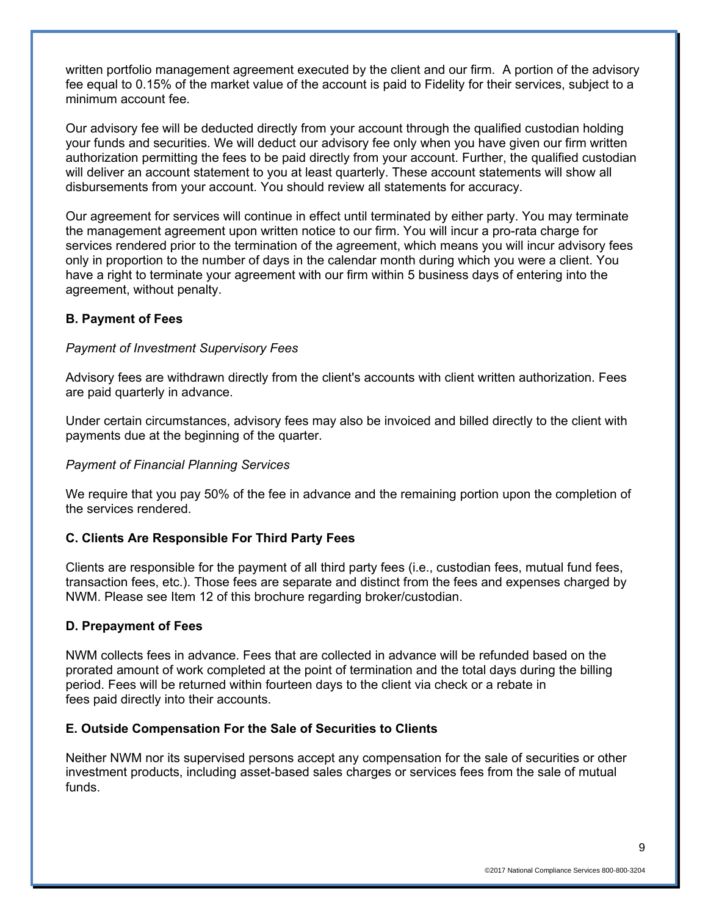written portfolio management agreement executed by the client and our firm. A portion of the advisory fee equal to 0.15% of the market value of the account is paid to Fidelity for their services, subject to a minimum account fee.

Our advisory fee will be deducted directly from your account through the qualified custodian holding your funds and securities. We will deduct our advisory fee only when you have given our firm written authorization permitting the fees to be paid directly from your account. Further, the qualified custodian will deliver an account statement to you at least quarterly. These account statements will show all disbursements from your account. You should review all statements for accuracy.

Our agreement for services will continue in effect until terminated by either party. You may terminate the management agreement upon written notice to our firm. You will incur a pro-rata charge for services rendered prior to the termination of the agreement, which means you will incur advisory fees only in proportion to the number of days in the calendar month during which you were a client. You have a right to terminate your agreement with our firm within 5 business days of entering into the agreement, without penalty.

**B. Payment of Fees**

*Payment of Investment Supervisory Fees*

Advisory fees are withdrawn directly from the client's accounts with client written authorization. Fees are paid quarterly in advance.

Under certain circumstances, advisory fees may also be invoiced and billed directly to the client with payments due at the beginning of the quarter.

*Payment of Financial Planning Services*

We require that you pay 50% of the fee in advance and the remaining portion upon the completion of the services rendered.

**C. Clients Are Responsible For Third Party Fees**

Clients are responsible for the payment of all third party fees (i.e., custodian fees, mutual fund fees, transaction fees, etc.). Those fees are separate and distinct from the fees and expenses charged by NWM. Please see Item 12 of this brochure regarding broker/custodian.

**D. Prepayment of Fees**

NWM collects fees in advance. Fees that are collected in advance will be refunded based on the prorated amount of work completed at the point of termination and the total days during the billing period. Fees will be returned within fourteen days to the client via check or a rebate in fees paid directly into their accounts.

**E. Outside Compensation For the Sale of Securities to Clients**

Neither NWM nor its supervised persons accept any compensation for the sale of securities or other investment products, including asset-based sales charges or services fees from the sale of mutual funds.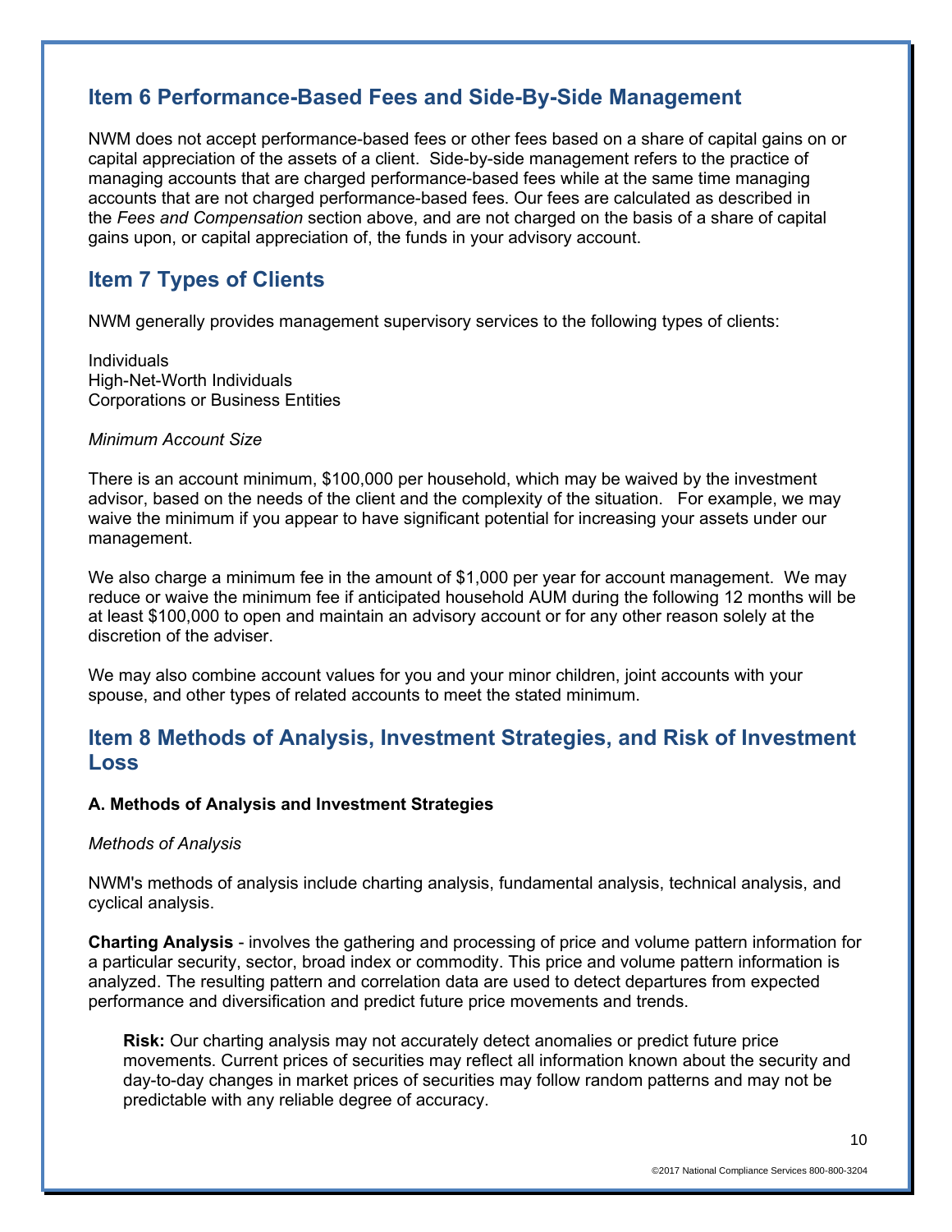## Item 6 Performance-Based Fees and Side-By-Side Management

NWM does not accept performance-based fees or other fees based on a share of capital gains on or capital appreciation of the assets of a client. Side-by-side management refers to the practice of managing accounts that are charged performance-based fees while at the same time managing accounts that are not charged performance-based fees. Our fees are calculated as described in the *Fees and Compensation* section above, and are not charged on the basis of a share of capital gains upon, or capital appreciation of, the funds in your advisory account.

## Item 7 Types of Clients

NWM generally provides management supervisory services to the following types of clients:

Individuals
High-Net-Worth Individuals
Corporations or Business Entities

*Minimum Account Size*

There is an account minimum, $100,000 per household, which may be waived by the investment advisor, based on the needs of the client and the complexity of the situation. For example, we may waive the minimum if you appear to have significant potential for increasing your assets under our management.

We also charge a minimum fee in the amount of $1,000 per year for account management. We may reduce or waive the minimum fee if anticipated household AUM during the following 12 months will be at least $100,000 to open and maintain an advisory account or for any other reason solely at the discretion of the adviser.

We may also combine account values for you and your minor children, joint accounts with your spouse, and other types of related accounts to meet the stated minimum.

## Item 8 Methods of Analysis, Investment Strategies, and Risk of Investment Loss

**A. Methods of Analysis and Investment Strategies**

*Methods of Analysis*

NWM's methods of analysis include charting analysis, fundamental analysis, technical analysis, and cyclical analysis.

**Charting Analysis** - involves the gathering and processing of price and volume pattern information for a particular security, sector, broad index or commodity. This price and volume pattern information is analyzed. The resulting pattern and correlation data are used to detect departures from expected performance and diversification and predict future price movements and trends.

> **Risk:** Our charting analysis may not accurately detect anomalies or predict future price movements. Current prices of securities may reflect all information known about the security and day-to-day changes in market prices of securities may follow random patterns and may not be predictable with any reliable degree of accuracy.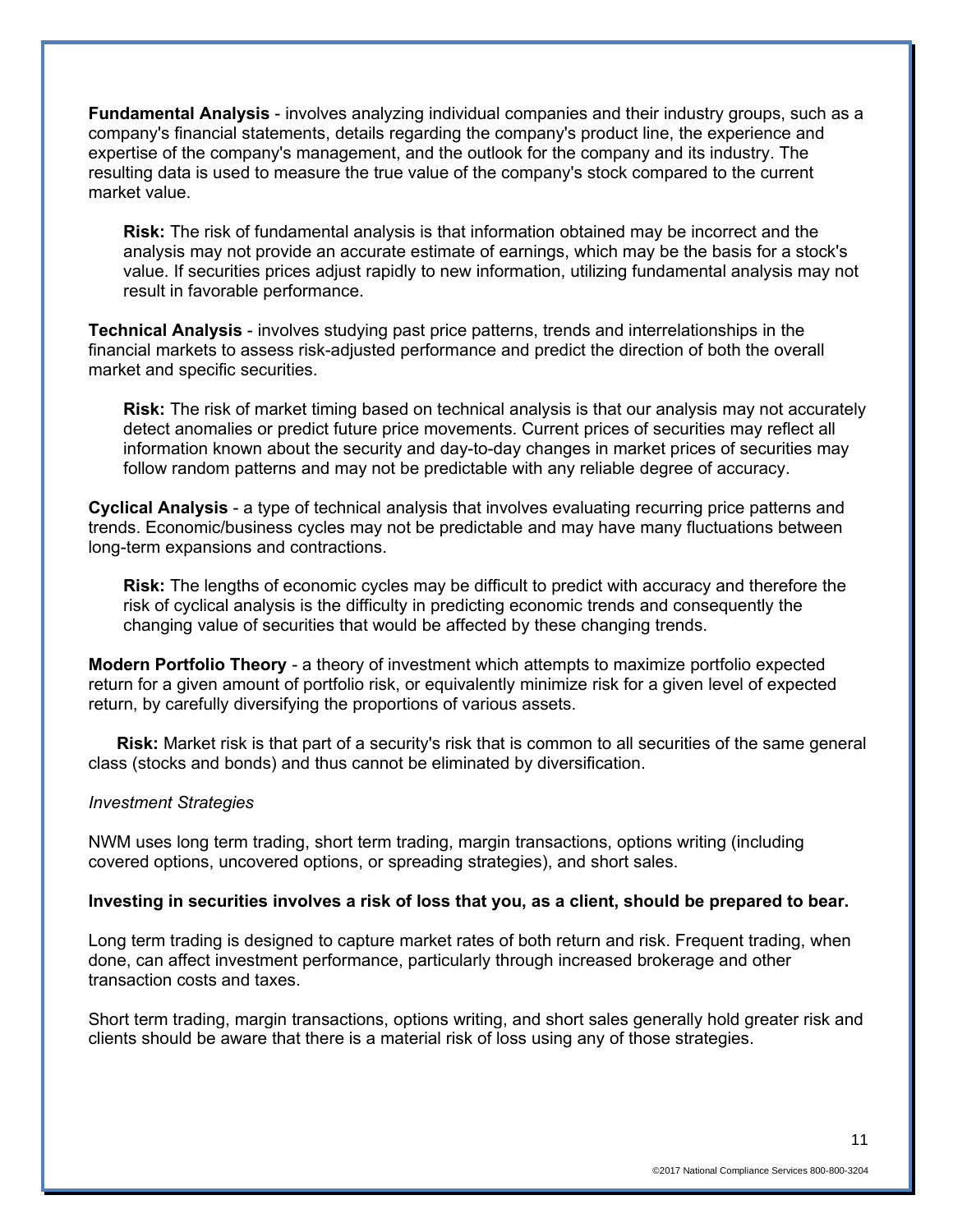**Fundamental Analysis** - involves analyzing individual companies and their industry groups, such as a company's financial statements, details regarding the company's product line, the experience and expertise of the company's management, and the outlook for the company and its industry. The resulting data is used to measure the true value of the company's stock compared to the current market value.

> **Risk:** The risk of fundamental analysis is that information obtained may be incorrect and the analysis may not provide an accurate estimate of earnings, which may be the basis for a stock's value. If securities prices adjust rapidly to new information, utilizing fundamental analysis may not result in favorable performance.

**Technical Analysis** - involves studying past price patterns, trends and interrelationships in the financial markets to assess risk-adjusted performance and predict the direction of both the overall market and specific securities.

> **Risk:** The risk of market timing based on technical analysis is that our analysis may not accurately detect anomalies or predict future price movements. Current prices of securities may reflect all information known about the security and day-to-day changes in market prices of securities may follow random patterns and may not be predictable with any reliable degree of accuracy.

**Cyclical Analysis** - a type of technical analysis that involves evaluating recurring price patterns and trends. Economic/business cycles may not be predictable and may have many fluctuations between long-term expansions and contractions.

> **Risk:** The lengths of economic cycles may be difficult to predict with accuracy and therefore the risk of cyclical analysis is the difficulty in predicting economic trends and consequently the changing value of securities that would be affected by these changing trends.

**Modern Portfolio Theory** - a theory of investment which attempts to maximize portfolio expected return for a given amount of portfolio risk, or equivalently minimize risk for a given level of expected return, by carefully diversifying the proportions of various assets.

**Risk:** Market risk is that part of a security's risk that is common to all securities of the same general class (stocks and bonds) and thus cannot be eliminated by diversification.

*Investment Strategies*

NWM uses long term trading, short term trading, margin transactions, options writing (including covered options, uncovered options, or spreading strategies), and short sales.

**Investing in securities involves a risk of loss that you, as a client, should be prepared to bear.**

Long term trading is designed to capture market rates of both return and risk. Frequent trading, when done, can affect investment performance, particularly through increased brokerage and other transaction costs and taxes.

Short term trading, margin transactions, options writing, and short sales generally hold greater risk and clients should be aware that there is a material risk of loss using any of those strategies.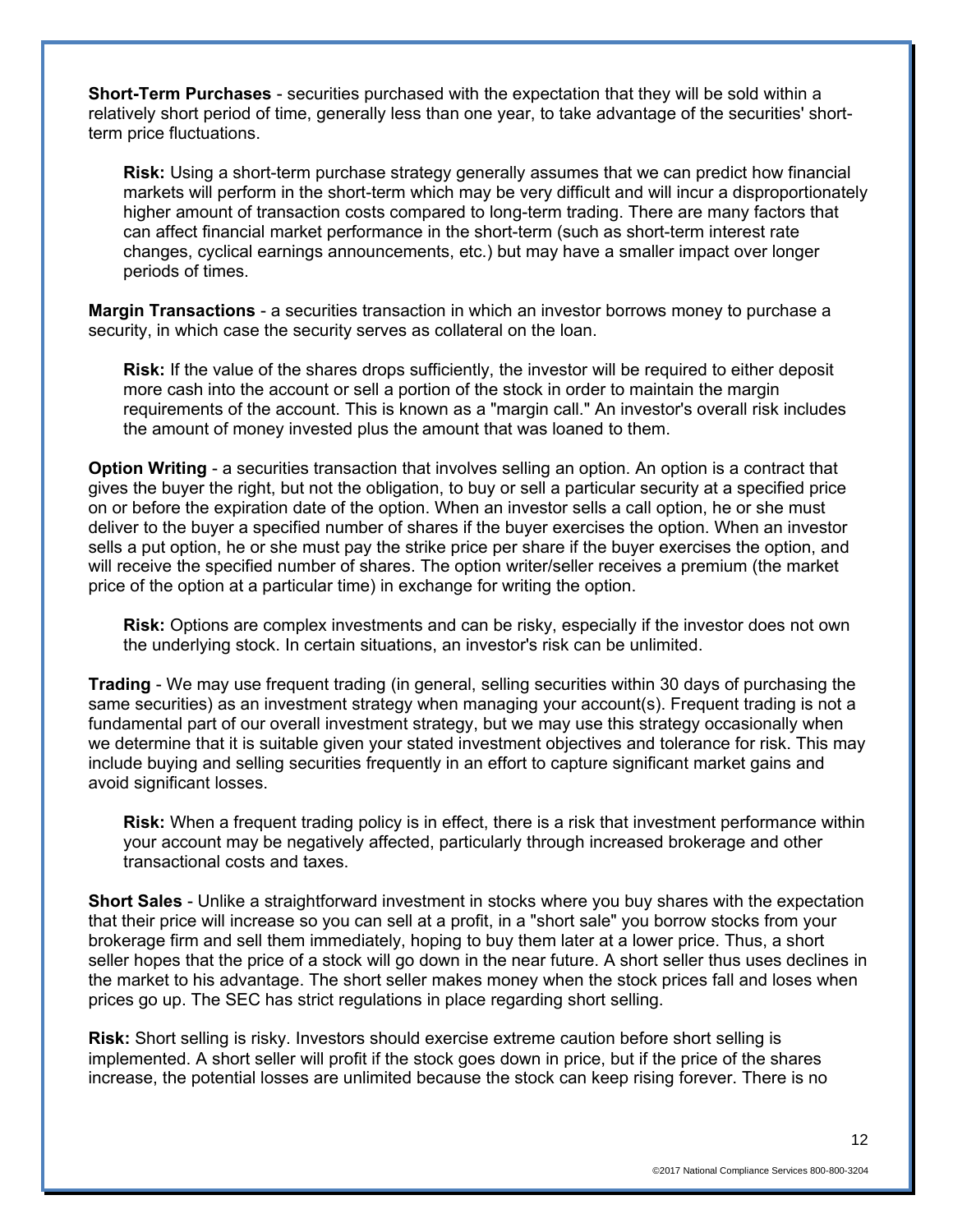**Short-Term Purchases** - securities purchased with the expectation that they will be sold within a relatively short period of time, generally less than one year, to take advantage of the securities' short-term price fluctuations.

> **Risk:** Using a short-term purchase strategy generally assumes that we can predict how financial markets will perform in the short-term which may be very difficult and will incur a disproportionately higher amount of transaction costs compared to long-term trading. There are many factors that can affect financial market performance in the short-term (such as short-term interest rate changes, cyclical earnings announcements, etc.) but may have a smaller impact over longer periods of times.

**Margin Transactions** - a securities transaction in which an investor borrows money to purchase a security, in which case the security serves as collateral on the loan.

> **Risk:** If the value of the shares drops sufficiently, the investor will be required to either deposit more cash into the account or sell a portion of the stock in order to maintain the margin requirements of the account. This is known as a "margin call." An investor's overall risk includes the amount of money invested plus the amount that was loaned to them.

**Option Writing** - a securities transaction that involves selling an option. An option is a contract that gives the buyer the right, but not the obligation, to buy or sell a particular security at a specified price on or before the expiration date of the option. When an investor sells a call option, he or she must deliver to the buyer a specified number of shares if the buyer exercises the option. When an investor sells a put option, he or she must pay the strike price per share if the buyer exercises the option, and will receive the specified number of shares. The option writer/seller receives a premium (the market price of the option at a particular time) in exchange for writing the option.

> **Risk:** Options are complex investments and can be risky, especially if the investor does not own the underlying stock. In certain situations, an investor's risk can be unlimited.

**Trading** - We may use frequent trading (in general, selling securities within 30 days of purchasing the same securities) as an investment strategy when managing your account(s). Frequent trading is not a fundamental part of our overall investment strategy, but we may use this strategy occasionally when we determine that it is suitable given your stated investment objectives and tolerance for risk. This may include buying and selling securities frequently in an effort to capture significant market gains and avoid significant losses.

> **Risk:** When a frequent trading policy is in effect, there is a risk that investment performance within your account may be negatively affected, particularly through increased brokerage and other transactional costs and taxes.

**Short Sales** - Unlike a straightforward investment in stocks where you buy shares with the expectation that their price will increase so you can sell at a profit, in a "short sale" you borrow stocks from your brokerage firm and sell them immediately, hoping to buy them later at a lower price. Thus, a short seller hopes that the price of a stock will go down in the near future. A short seller thus uses declines in the market to his advantage. The short seller makes money when the stock prices fall and loses when prices go up. The SEC has strict regulations in place regarding short selling.

**Risk:** Short selling is risky. Investors should exercise extreme caution before short selling is implemented. A short seller will profit if the stock goes down in price, but if the price of the shares increase, the potential losses are unlimited because the stock can keep rising forever. There is no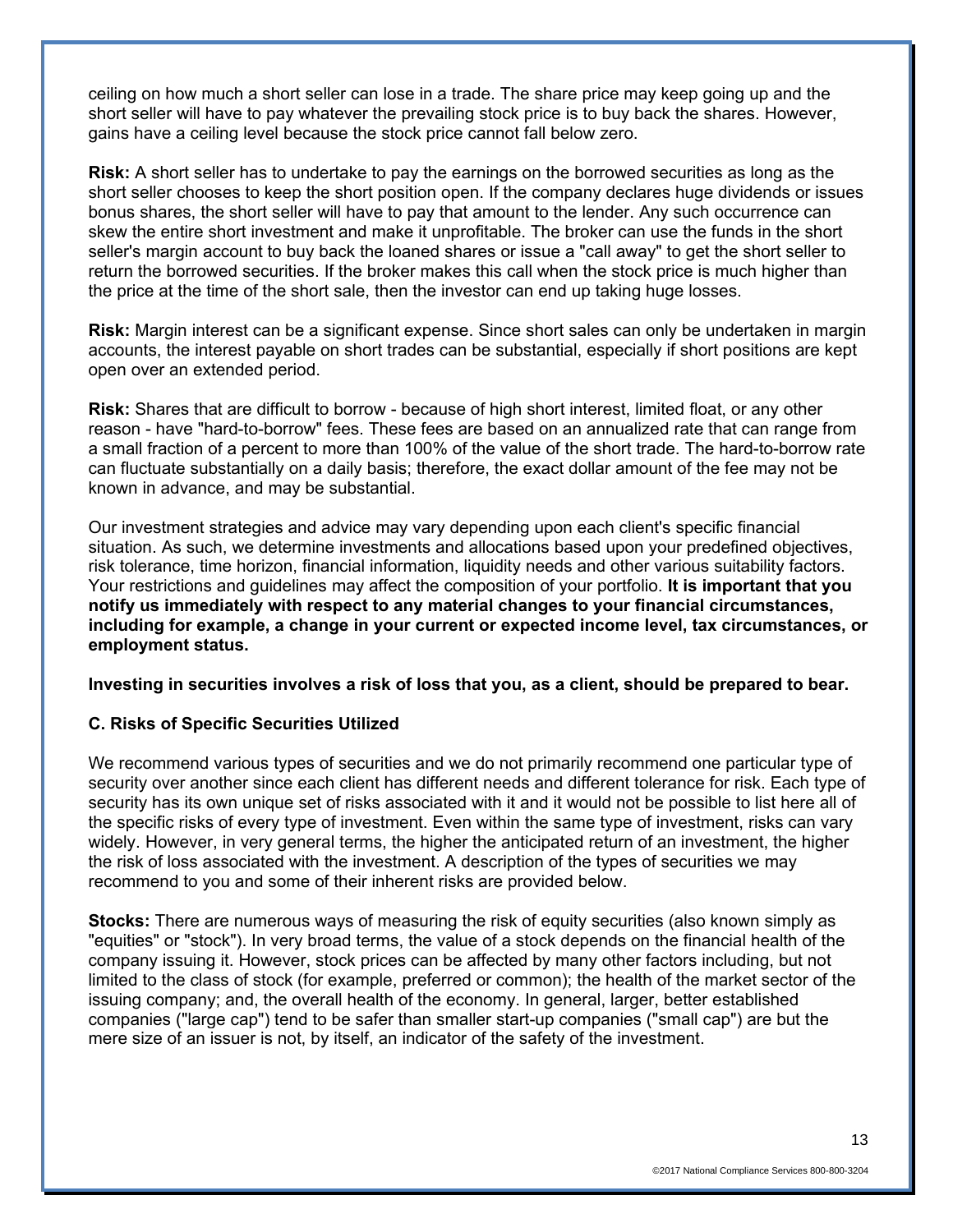ceiling on how much a short seller can lose in a trade. The share price may keep going up and the short seller will have to pay whatever the prevailing stock price is to buy back the shares. However, gains have a ceiling level because the stock price cannot fall below zero.

**Risk:** A short seller has to undertake to pay the earnings on the borrowed securities as long as the short seller chooses to keep the short position open. If the company declares huge dividends or issues bonus shares, the short seller will have to pay that amount to the lender. Any such occurrence can skew the entire short investment and make it unprofitable. The broker can use the funds in the short seller's margin account to buy back the loaned shares or issue a "call away" to get the short seller to return the borrowed securities. If the broker makes this call when the stock price is much higher than the price at the time of the short sale, then the investor can end up taking huge losses.

**Risk:** Margin interest can be a significant expense. Since short sales can only be undertaken in margin accounts, the interest payable on short trades can be substantial, especially if short positions are kept open over an extended period.

**Risk:** Shares that are difficult to borrow - because of high short interest, limited float, or any other reason - have "hard-to-borrow" fees. These fees are based on an annualized rate that can range from a small fraction of a percent to more than 100% of the value of the short trade. The hard-to-borrow rate can fluctuate substantially on a daily basis; therefore, the exact dollar amount of the fee may not be known in advance, and may be substantial.

Our investment strategies and advice may vary depending upon each client's specific financial situation. As such, we determine investments and allocations based upon your predefined objectives, risk tolerance, time horizon, financial information, liquidity needs and other various suitability factors. Your restrictions and guidelines may affect the composition of your portfolio. **It is important that you notify us immediately with respect to any material changes to your financial circumstances, including for example, a change in your current or expected income level, tax circumstances, or employment status.**

**Investing in securities involves a risk of loss that you, as a client, should be prepared to bear.**

### C. Risks of Specific Securities Utilized

We recommend various types of securities and we do not primarily recommend one particular type of security over another since each client has different needs and different tolerance for risk. Each type of security has its own unique set of risks associated with it and it would not be possible to list here all of the specific risks of every type of investment. Even within the same type of investment, risks can vary widely. However, in very general terms, the higher the anticipated return of an investment, the higher the risk of loss associated with the investment. A description of the types of securities we may recommend to you and some of their inherent risks are provided below.

**Stocks:** There are numerous ways of measuring the risk of equity securities (also known simply as "equities" or "stock"). In very broad terms, the value of a stock depends on the financial health of the company issuing it. However, stock prices can be affected by many other factors including, but not limited to the class of stock (for example, preferred or common); the health of the market sector of the issuing company; and, the overall health of the economy. In general, larger, better established companies ("large cap") tend to be safer than smaller start-up companies ("small cap") are but the mere size of an issuer is not, by itself, an indicator of the safety of the investment.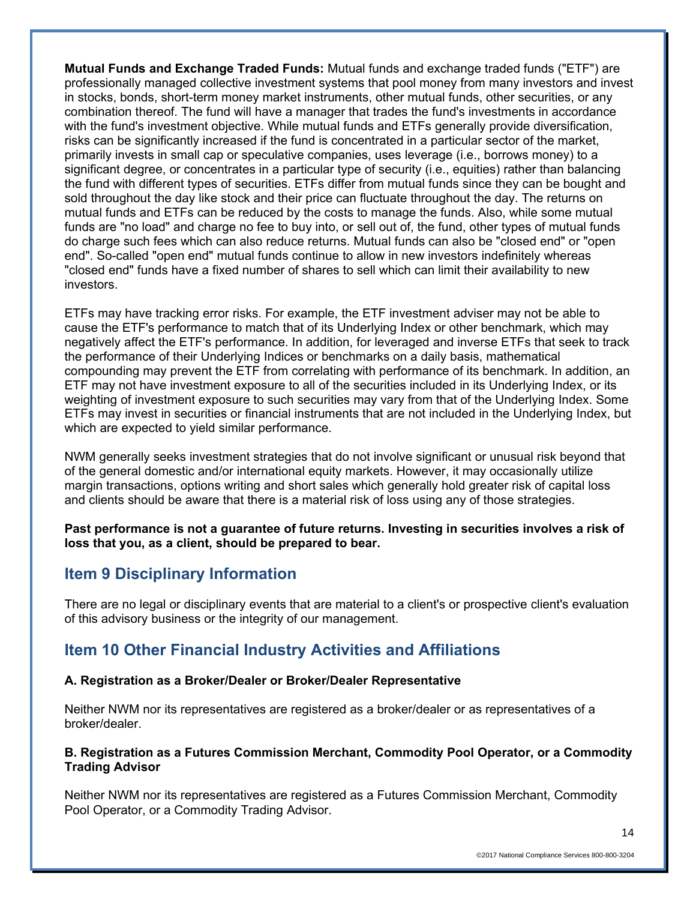**Mutual Funds and Exchange Traded Funds:** Mutual funds and exchange traded funds ("ETF") are professionally managed collective investment systems that pool money from many investors and invest in stocks, bonds, short-term money market instruments, other mutual funds, other securities, or any combination thereof. The fund will have a manager that trades the fund's investments in accordance with the fund's investment objective. While mutual funds and ETFs generally provide diversification, risks can be significantly increased if the fund is concentrated in a particular sector of the market, primarily invests in small cap or speculative companies, uses leverage (i.e., borrows money) to a significant degree, or concentrates in a particular type of security (i.e., equities) rather than balancing the fund with different types of securities. ETFs differ from mutual funds since they can be bought and sold throughout the day like stock and their price can fluctuate throughout the day. The returns on mutual funds and ETFs can be reduced by the costs to manage the funds. Also, while some mutual funds are "no load" and charge no fee to buy into, or sell out of, the fund, other types of mutual funds do charge such fees which can also reduce returns. Mutual funds can also be "closed end" or "open end". So-called "open end" mutual funds continue to allow in new investors indefinitely whereas "closed end" funds have a fixed number of shares to sell which can limit their availability to new investors.

ETFs may have tracking error risks. For example, the ETF investment adviser may not be able to cause the ETF's performance to match that of its Underlying Index or other benchmark, which may negatively affect the ETF's performance. In addition, for leveraged and inverse ETFs that seek to track the performance of their Underlying Indices or benchmarks on a daily basis, mathematical compounding may prevent the ETF from correlating with performance of its benchmark. In addition, an ETF may not have investment exposure to all of the securities included in its Underlying Index, or its weighting of investment exposure to such securities may vary from that of the Underlying Index. Some ETFs may invest in securities or financial instruments that are not included in the Underlying Index, but which are expected to yield similar performance.

NWM generally seeks investment strategies that do not involve significant or unusual risk beyond that of the general domestic and/or international equity markets. However, it may occasionally utilize margin transactions, options writing and short sales which generally hold greater risk of capital loss and clients should be aware that there is a material risk of loss using any of those strategies.

**Past performance is not a guarantee of future returns. Investing in securities involves a risk of loss that you, as a client, should be prepared to bear.**

## Item 9 Disciplinary Information

There are no legal or disciplinary events that are material to a client's or prospective client's evaluation of this advisory business or the integrity of our management.

## Item 10 Other Financial Industry Activities and Affiliations

### A. Registration as a Broker/Dealer or Broker/Dealer Representative

Neither NWM nor its representatives are registered as a broker/dealer or as representatives of a broker/dealer.

### B. Registration as a Futures Commission Merchant, Commodity Pool Operator, or a Commodity Trading Advisor

Neither NWM nor its representatives are registered as a Futures Commission Merchant, Commodity Pool Operator, or a Commodity Trading Advisor.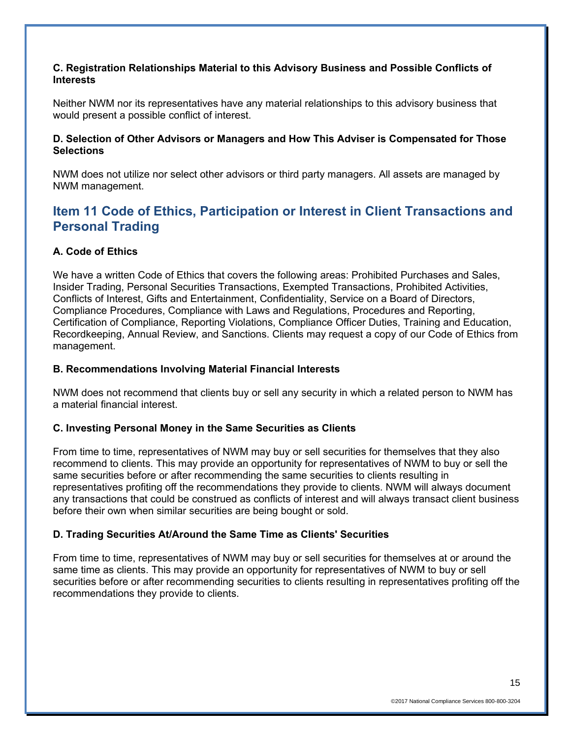**C. Registration Relationships Material to this Advisory Business and Possible Conflicts of Interests**

Neither NWM nor its representatives have any material relationships to this advisory business that would present a possible conflict of interest.

**D. Selection of Other Advisors or Managers and How This Adviser is Compensated for Those Selections**

NWM does not utilize nor select other advisors or third party managers. All assets are managed by NWM management.

## Item 11 Code of Ethics, Participation or Interest in Client Transactions and Personal Trading

**A. Code of Ethics**

We have a written Code of Ethics that covers the following areas: Prohibited Purchases and Sales, Insider Trading, Personal Securities Transactions, Exempted Transactions, Prohibited Activities, Conflicts of Interest, Gifts and Entertainment, Confidentiality, Service on a Board of Directors, Compliance Procedures, Compliance with Laws and Regulations, Procedures and Reporting, Certification of Compliance, Reporting Violations, Compliance Officer Duties, Training and Education, Recordkeeping, Annual Review, and Sanctions. Clients may request a copy of our Code of Ethics from management.

**B. Recommendations Involving Material Financial Interests**

NWM does not recommend that clients buy or sell any security in which a related person to NWM has a material financial interest.

**C. Investing Personal Money in the Same Securities as Clients**

From time to time, representatives of NWM may buy or sell securities for themselves that they also recommend to clients. This may provide an opportunity for representatives of NWM to buy or sell the same securities before or after recommending the same securities to clients resulting in representatives profiting off the recommendations they provide to clients. NWM will always document any transactions that could be construed as conflicts of interest and will always transact client business before their own when similar securities are being bought or sold.

**D. Trading Securities At/Around the Same Time as Clients' Securities**

From time to time, representatives of NWM may buy or sell securities for themselves at or around the same time as clients. This may provide an opportunity for representatives of NWM to buy or sell securities before or after recommending securities to clients resulting in representatives profiting off the recommendations they provide to clients.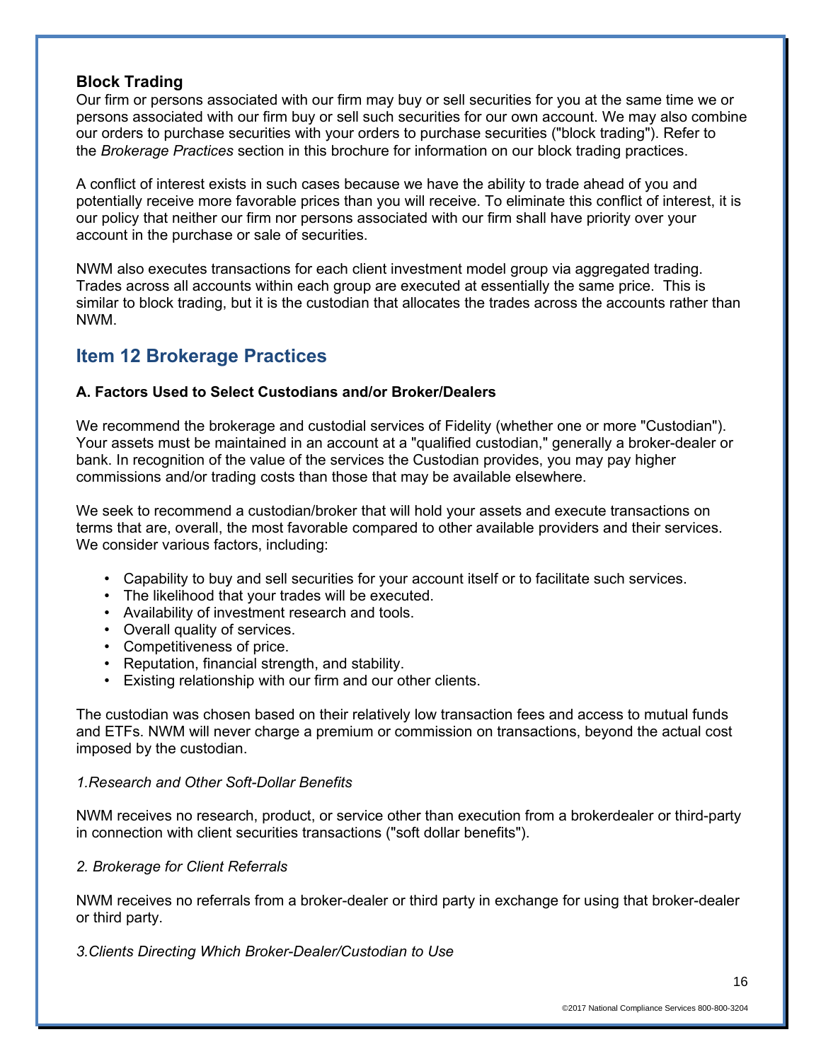### Block Trading

Our firm or persons associated with our firm may buy or sell securities for you at the same time we or persons associated with our firm buy or sell such securities for our own account. We may also combine our orders to purchase securities with your orders to purchase securities ("block trading"). Refer to the *Brokerage Practices* section in this brochure for information on our block trading practices.

A conflict of interest exists in such cases because we have the ability to trade ahead of you and potentially receive more favorable prices than you will receive. To eliminate this conflict of interest, it is our policy that neither our firm nor persons associated with our firm shall have priority over your account in the purchase or sale of securities.

NWM also executes transactions for each client investment model group via aggregated trading. Trades across all accounts within each group are executed at essentially the same price. This is similar to block trading, but it is the custodian that allocates the trades across the accounts rather than NWM.

## Item 12 Brokerage Practices

#### A. Factors Used to Select Custodians and/or Broker/Dealers

We recommend the brokerage and custodial services of Fidelity (whether one or more "Custodian"). Your assets must be maintained in an account at a "qualified custodian," generally a broker-dealer or bank. In recognition of the value of the services the Custodian provides, you may pay higher commissions and/or trading costs than those that may be available elsewhere.

We seek to recommend a custodian/broker that will hold your assets and execute transactions on terms that are, overall, the most favorable compared to other available providers and their services. We consider various factors, including:

- Capability to buy and sell securities for your account itself or to facilitate such services.
- The likelihood that your trades will be executed.
- Availability of investment research and tools.
- Overall quality of services.
- Competitiveness of price.
- Reputation, financial strength, and stability.
- Existing relationship with our firm and our other clients.

The custodian was chosen based on their relatively low transaction fees and access to mutual funds and ETFs. NWM will never charge a premium or commission on transactions, beyond the actual cost imposed by the custodian.

*1.Research and Other Soft-Dollar Benefits*

NWM receives no research, product, or service other than execution from a brokerdealer or third-party in connection with client securities transactions ("soft dollar benefits").

*2. Brokerage for Client Referrals*

NWM receives no referrals from a broker-dealer or third party in exchange for using that broker-dealer or third party.

*3.Clients Directing Which Broker-Dealer/Custodian to Use*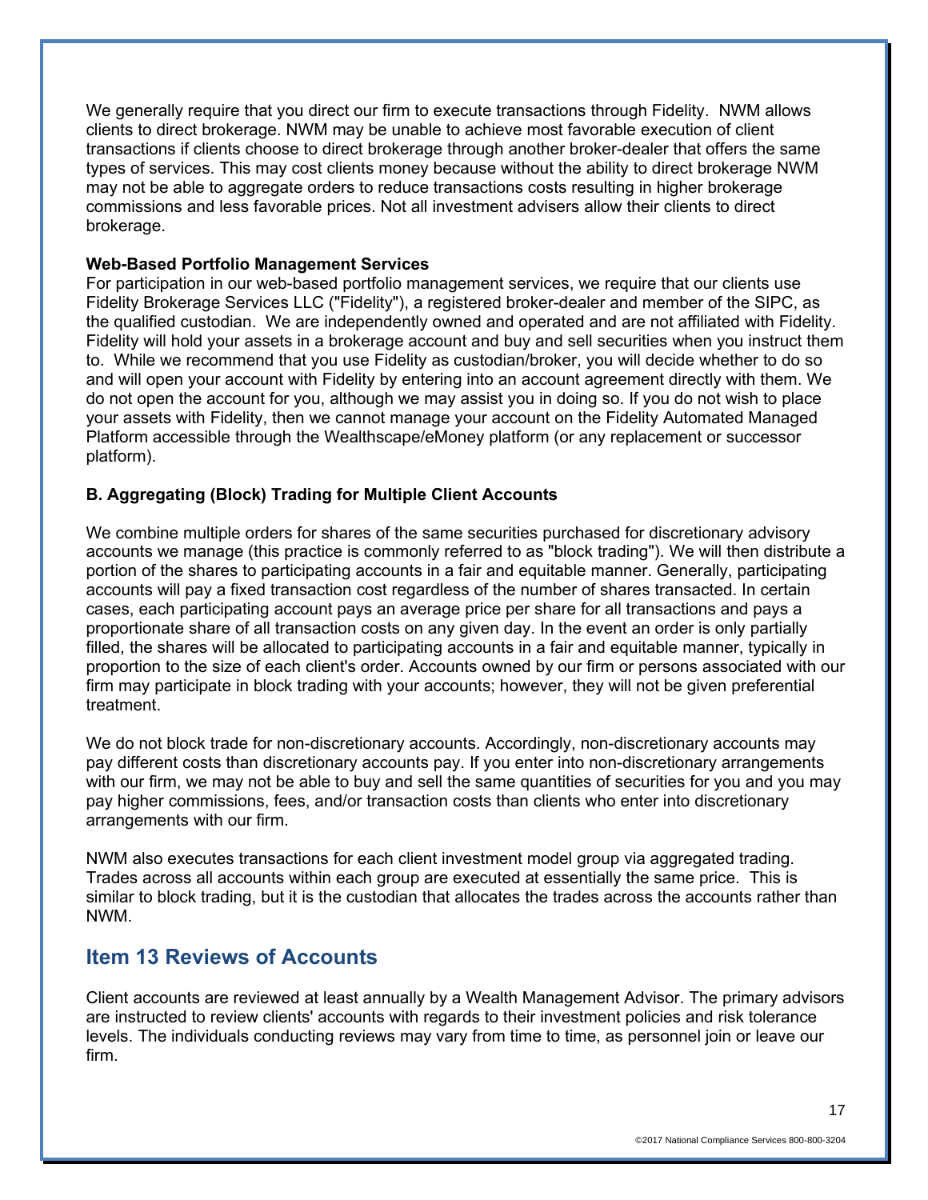We generally require that you direct our firm to execute transactions through Fidelity. NWM allows clients to direct brokerage. NWM may be unable to achieve most favorable execution of client transactions if clients choose to direct brokerage through another broker-dealer that offers the same types of services. This may cost clients money because without the ability to direct brokerage NWM may not be able to aggregate orders to reduce transactions costs resulting in higher brokerage commissions and less favorable prices. Not all investment advisers allow their clients to direct brokerage.

**Web-Based Portfolio Management Services**
For participation in our web-based portfolio management services, we require that our clients use Fidelity Brokerage Services LLC ("Fidelity"), a registered broker-dealer and member of the SIPC, as the qualified custodian. We are independently owned and operated and are not affiliated with Fidelity. Fidelity will hold your assets in a brokerage account and buy and sell securities when you instruct them to. While we recommend that you use Fidelity as custodian/broker, you will decide whether to do so and will open your account with Fidelity by entering into an account agreement directly with them. We do not open the account for you, although we may assist you in doing so. If you do not wish to place your assets with Fidelity, then we cannot manage your account on the Fidelity Automated Managed Platform accessible through the Wealthscape/eMoney platform (or any replacement or successor platform).

**B. Aggregating (Block) Trading for Multiple Client Accounts**

We combine multiple orders for shares of the same securities purchased for discretionary advisory accounts we manage (this practice is commonly referred to as "block trading"). We will then distribute a portion of the shares to participating accounts in a fair and equitable manner. Generally, participating accounts will pay a fixed transaction cost regardless of the number of shares transacted. In certain cases, each participating account pays an average price per share for all transactions and pays a proportionate share of all transaction costs on any given day. In the event an order is only partially filled, the shares will be allocated to participating accounts in a fair and equitable manner, typically in proportion to the size of each client's order. Accounts owned by our firm or persons associated with our firm may participate in block trading with your accounts; however, they will not be given preferential treatment.

We do not block trade for non-discretionary accounts. Accordingly, non-discretionary accounts may pay different costs than discretionary accounts pay. If you enter into non-discretionary arrangements with our firm, we may not be able to buy and sell the same quantities of securities for you and you may pay higher commissions, fees, and/or transaction costs than clients who enter into discretionary arrangements with our firm.

NWM also executes transactions for each client investment model group via aggregated trading. Trades across all accounts within each group are executed at essentially the same price. This is similar to block trading, but it is the custodian that allocates the trades across the accounts rather than NWM.

## Item 13 Reviews of Accounts

Client accounts are reviewed at least annually by a Wealth Management Advisor. The primary advisors are instructed to review clients' accounts with regards to their investment policies and risk tolerance levels. The individuals conducting reviews may vary from time to time, as personnel join or leave our firm.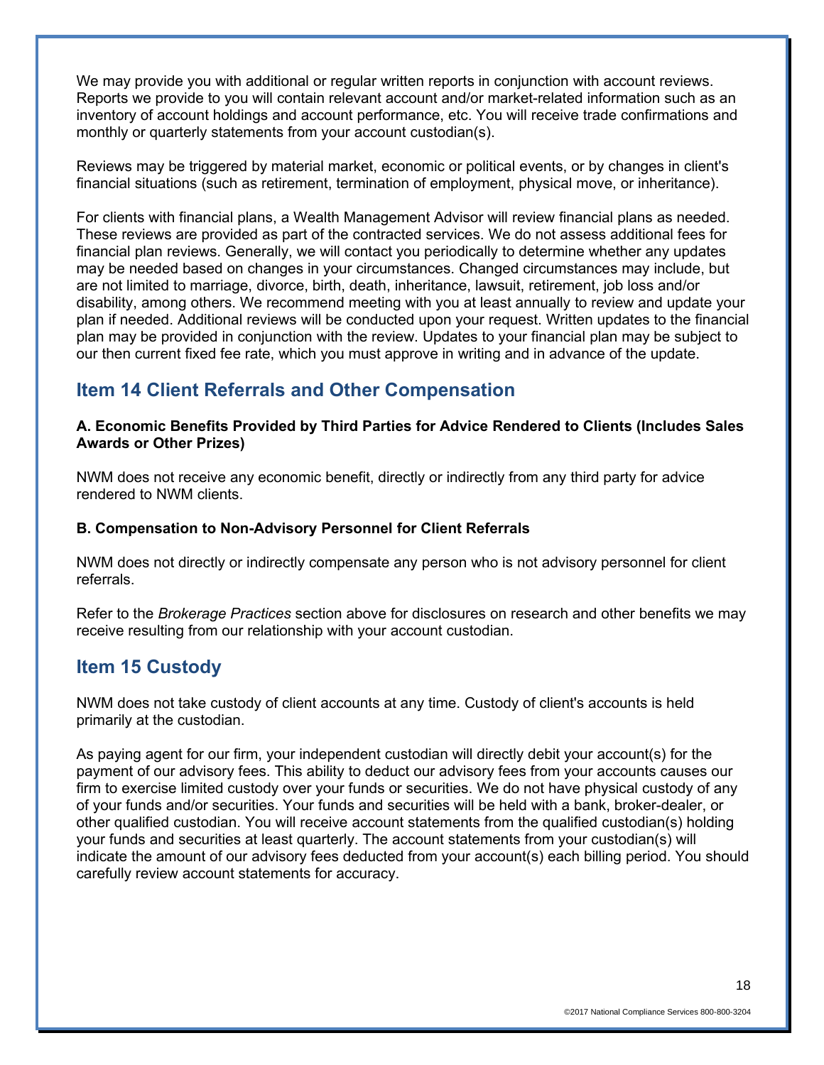We may provide you with additional or regular written reports in conjunction with account reviews. Reports we provide to you will contain relevant account and/or market-related information such as an inventory of account holdings and account performance, etc. You will receive trade confirmations and monthly or quarterly statements from your account custodian(s).

Reviews may be triggered by material market, economic or political events, or by changes in client's financial situations (such as retirement, termination of employment, physical move, or inheritance).

For clients with financial plans, a Wealth Management Advisor will review financial plans as needed. These reviews are provided as part of the contracted services. We do not assess additional fees for financial plan reviews. Generally, we will contact you periodically to determine whether any updates may be needed based on changes in your circumstances. Changed circumstances may include, but are not limited to marriage, divorce, birth, death, inheritance, lawsuit, retirement, job loss and/or disability, among others. We recommend meeting with you at least annually to review and update your plan if needed. Additional reviews will be conducted upon your request. Written updates to the financial plan may be provided in conjunction with the review. Updates to your financial plan may be subject to our then current fixed fee rate, which you must approve in writing and in advance of the update.

## Item 14 Client Referrals and Other Compensation

**A. Economic Benefits Provided by Third Parties for Advice Rendered to Clients (Includes Sales Awards or Other Prizes)**

NWM does not receive any economic benefit, directly or indirectly from any third party for advice rendered to NWM clients.

**B. Compensation to Non-Advisory Personnel for Client Referrals**

NWM does not directly or indirectly compensate any person who is not advisory personnel for client referrals.

Refer to the *Brokerage Practices* section above for disclosures on research and other benefits we may receive resulting from our relationship with your account custodian.

## Item 15 Custody

NWM does not take custody of client accounts at any time. Custody of client's accounts is held primarily at the custodian.

As paying agent for our firm, your independent custodian will directly debit your account(s) for the payment of our advisory fees. This ability to deduct our advisory fees from your accounts causes our firm to exercise limited custody over your funds or securities. We do not have physical custody of any of your funds and/or securities. Your funds and securities will be held with a bank, broker-dealer, or other qualified custodian. You will receive account statements from the qualified custodian(s) holding your funds and securities at least quarterly. The account statements from your custodian(s) will indicate the amount of our advisory fees deducted from your account(s) each billing period. You should carefully review account statements for accuracy.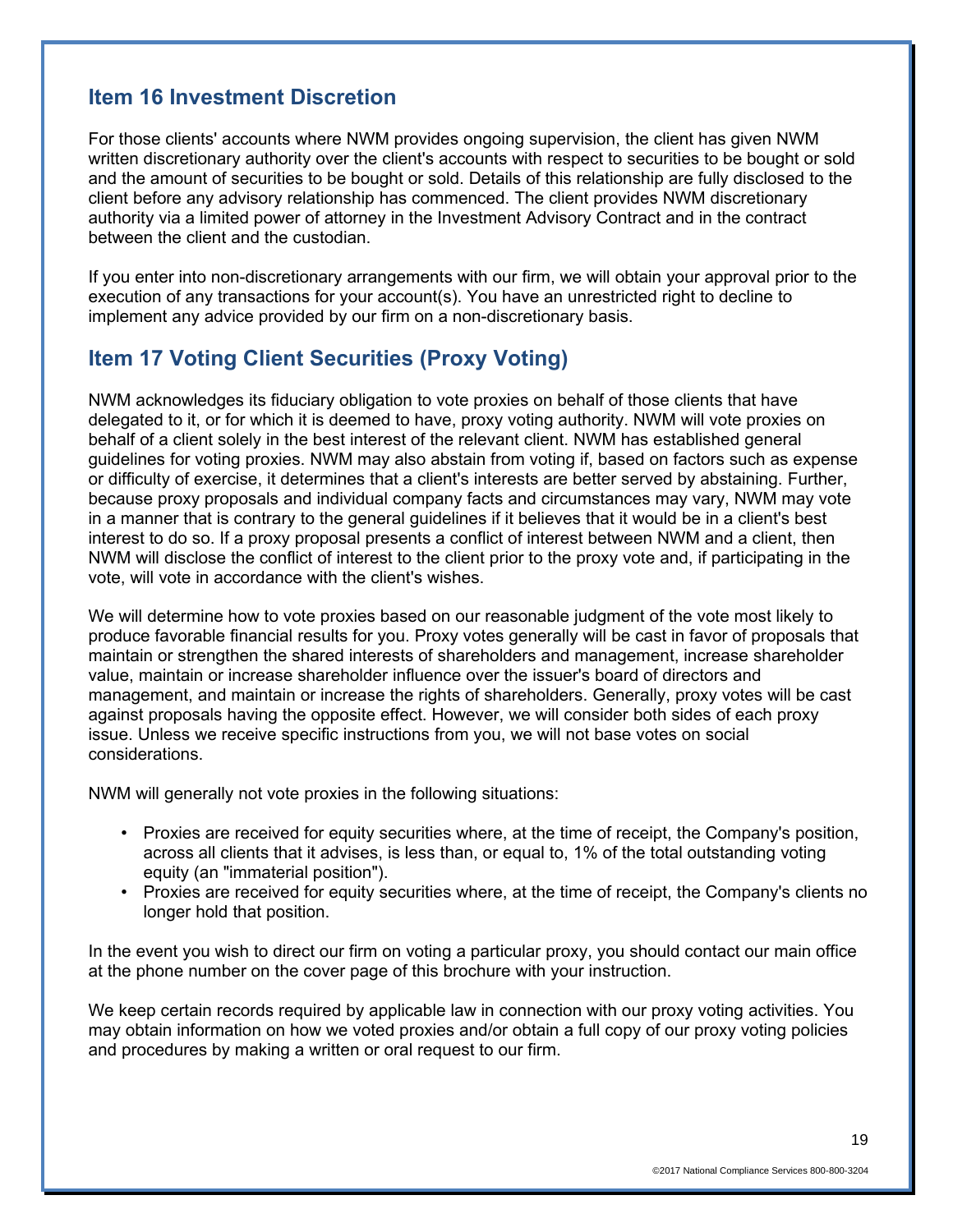## Item 16 Investment Discretion

For those clients' accounts where NWM provides ongoing supervision, the client has given NWM written discretionary authority over the client's accounts with respect to securities to be bought or sold and the amount of securities to be bought or sold. Details of this relationship are fully disclosed to the client before any advisory relationship has commenced. The client provides NWM discretionary authority via a limited power of attorney in the Investment Advisory Contract and in the contract between the client and the custodian.

If you enter into non-discretionary arrangements with our firm, we will obtain your approval prior to the execution of any transactions for your account(s). You have an unrestricted right to decline to implement any advice provided by our firm on a non-discretionary basis.

## Item 17 Voting Client Securities (Proxy Voting)

NWM acknowledges its fiduciary obligation to vote proxies on behalf of those clients that have delegated to it, or for which it is deemed to have, proxy voting authority. NWM will vote proxies on behalf of a client solely in the best interest of the relevant client. NWM has established general guidelines for voting proxies. NWM may also abstain from voting if, based on factors such as expense or difficulty of exercise, it determines that a client's interests are better served by abstaining. Further, because proxy proposals and individual company facts and circumstances may vary, NWM may vote in a manner that is contrary to the general guidelines if it believes that it would be in a client's best interest to do so. If a proxy proposal presents a conflict of interest between NWM and a client, then NWM will disclose the conflict of interest to the client prior to the proxy vote and, if participating in the vote, will vote in accordance with the client's wishes.

We will determine how to vote proxies based on our reasonable judgment of the vote most likely to produce favorable financial results for you. Proxy votes generally will be cast in favor of proposals that maintain or strengthen the shared interests of shareholders and management, increase shareholder value, maintain or increase shareholder influence over the issuer's board of directors and management, and maintain or increase the rights of shareholders. Generally, proxy votes will be cast against proposals having the opposite effect. However, we will consider both sides of each proxy issue. Unless we receive specific instructions from you, we will not base votes on social considerations.

NWM will generally not vote proxies in the following situations:

- Proxies are received for equity securities where, at the time of receipt, the Company's position, across all clients that it advises, is less than, or equal to, 1% of the total outstanding voting equity (an "immaterial position").
- Proxies are received for equity securities where, at the time of receipt, the Company's clients no longer hold that position.

In the event you wish to direct our firm on voting a particular proxy, you should contact our main office at the phone number on the cover page of this brochure with your instruction.

We keep certain records required by applicable law in connection with our proxy voting activities. You may obtain information on how we voted proxies and/or obtain a full copy of our proxy voting policies and procedures by making a written or oral request to our firm.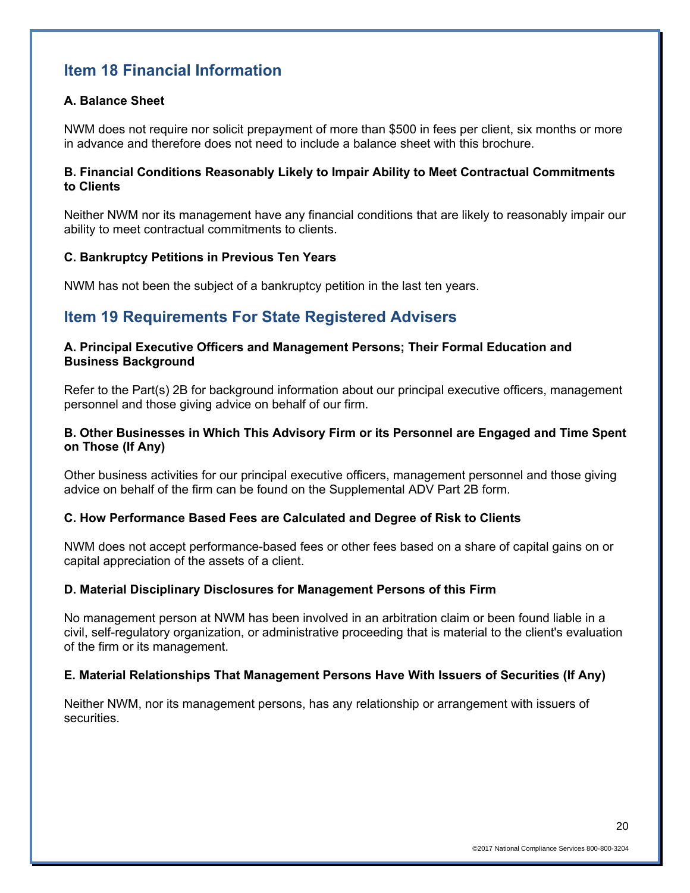## Item 18 Financial Information

**A. Balance Sheet**

NWM does not require nor solicit prepayment of more than $500 in fees per client, six months or more in advance and therefore does not need to include a balance sheet with this brochure.

**B. Financial Conditions Reasonably Likely to Impair Ability to Meet Contractual Commitments to Clients**

Neither NWM nor its management have any financial conditions that are likely to reasonably impair our ability to meet contractual commitments to clients.

**C. Bankruptcy Petitions in Previous Ten Years**

NWM has not been the subject of a bankruptcy petition in the last ten years.

## Item 19 Requirements For State Registered Advisers

**A. Principal Executive Officers and Management Persons; Their Formal Education and Business Background**

Refer to the Part(s) 2B for background information about our principal executive officers, management personnel and those giving advice on behalf of our firm.

**B. Other Businesses in Which This Advisory Firm or its Personnel are Engaged and Time Spent on Those (If Any)**

Other business activities for our principal executive officers, management personnel and those giving advice on behalf of the firm can be found on the Supplemental ADV Part 2B form.

**C. How Performance Based Fees are Calculated and Degree of Risk to Clients**

NWM does not accept performance-based fees or other fees based on a share of capital gains on or capital appreciation of the assets of a client.

**D. Material Disciplinary Disclosures for Management Persons of this Firm**

No management person at NWM has been involved in an arbitration claim or been found liable in a civil, self-regulatory organization, or administrative proceeding that is material to the client's evaluation of the firm or its management.

**E. Material Relationships That Management Persons Have With Issuers of Securities (If Any)**

Neither NWM, nor its management persons, has any relationship or arrangement with issuers of securities.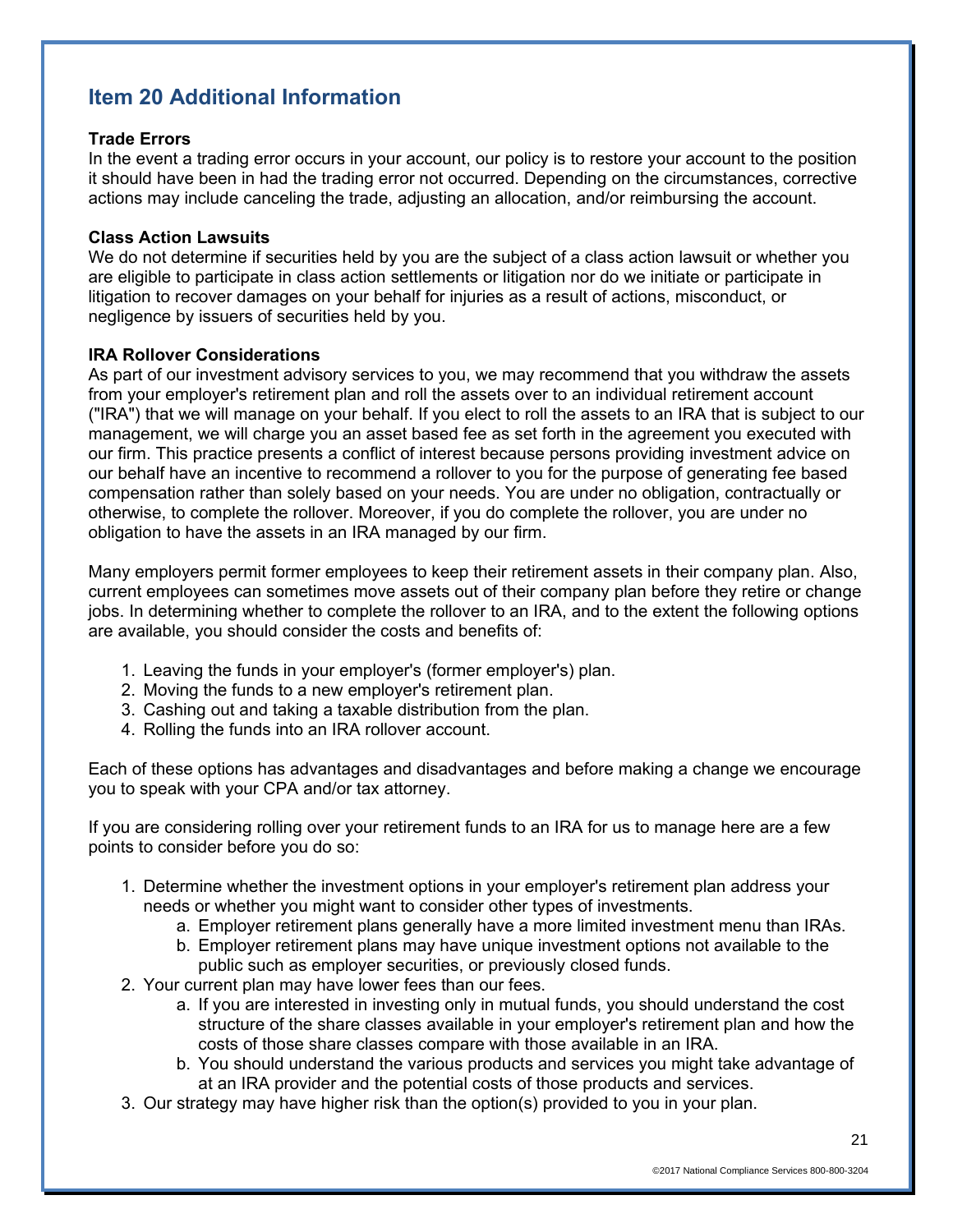## Item 20 Additional Information

**Trade Errors**

In the event a trading error occurs in your account, our policy is to restore your account to the position it should have been in had the trading error not occurred. Depending on the circumstances, corrective actions may include canceling the trade, adjusting an allocation, and/or reimbursing the account.

**Class Action Lawsuits**

We do not determine if securities held by you are the subject of a class action lawsuit or whether you are eligible to participate in class action settlements or litigation nor do we initiate or participate in litigation to recover damages on your behalf for injuries as a result of actions, misconduct, or negligence by issuers of securities held by you.

**IRA Rollover Considerations**

As part of our investment advisory services to you, we may recommend that you withdraw the assets from your employer's retirement plan and roll the assets over to an individual retirement account ("IRA") that we will manage on your behalf. If you elect to roll the assets to an IRA that is subject to our management, we will charge you an asset based fee as set forth in the agreement you executed with our firm. This practice presents a conflict of interest because persons providing investment advice on our behalf have an incentive to recommend a rollover to you for the purpose of generating fee based compensation rather than solely based on your needs. You are under no obligation, contractually or otherwise, to complete the rollover. Moreover, if you do complete the rollover, you are under no obligation to have the assets in an IRA managed by our firm.

Many employers permit former employees to keep their retirement assets in their company plan. Also, current employees can sometimes move assets out of their company plan before they retire or change jobs. In determining whether to complete the rollover to an IRA, and to the extent the following options are available, you should consider the costs and benefits of:

1. Leaving the funds in your employer's (former employer's) plan.
2. Moving the funds to a new employer's retirement plan.
3. Cashing out and taking a taxable distribution from the plan.
4. Rolling the funds into an IRA rollover account.

Each of these options has advantages and disadvantages and before making a change we encourage you to speak with your CPA and/or tax attorney.

If you are considering rolling over your retirement funds to an IRA for us to manage here are a few points to consider before you do so:

1. Determine whether the investment options in your employer's retirement plan address your needs or whether you might want to consider other types of investments.
    a. Employer retirement plans generally have a more limited investment menu than IRAs.
    b. Employer retirement plans may have unique investment options not available to the public such as employer securities, or previously closed funds.
2. Your current plan may have lower fees than our fees.
    a. If you are interested in investing only in mutual funds, you should understand the cost structure of the share classes available in your employer's retirement plan and how the costs of those share classes compare with those available in an IRA.
    b. You should understand the various products and services you might take advantage of at an IRA provider and the potential costs of those products and services.
3. Our strategy may have higher risk than the option(s) provided to you in your plan.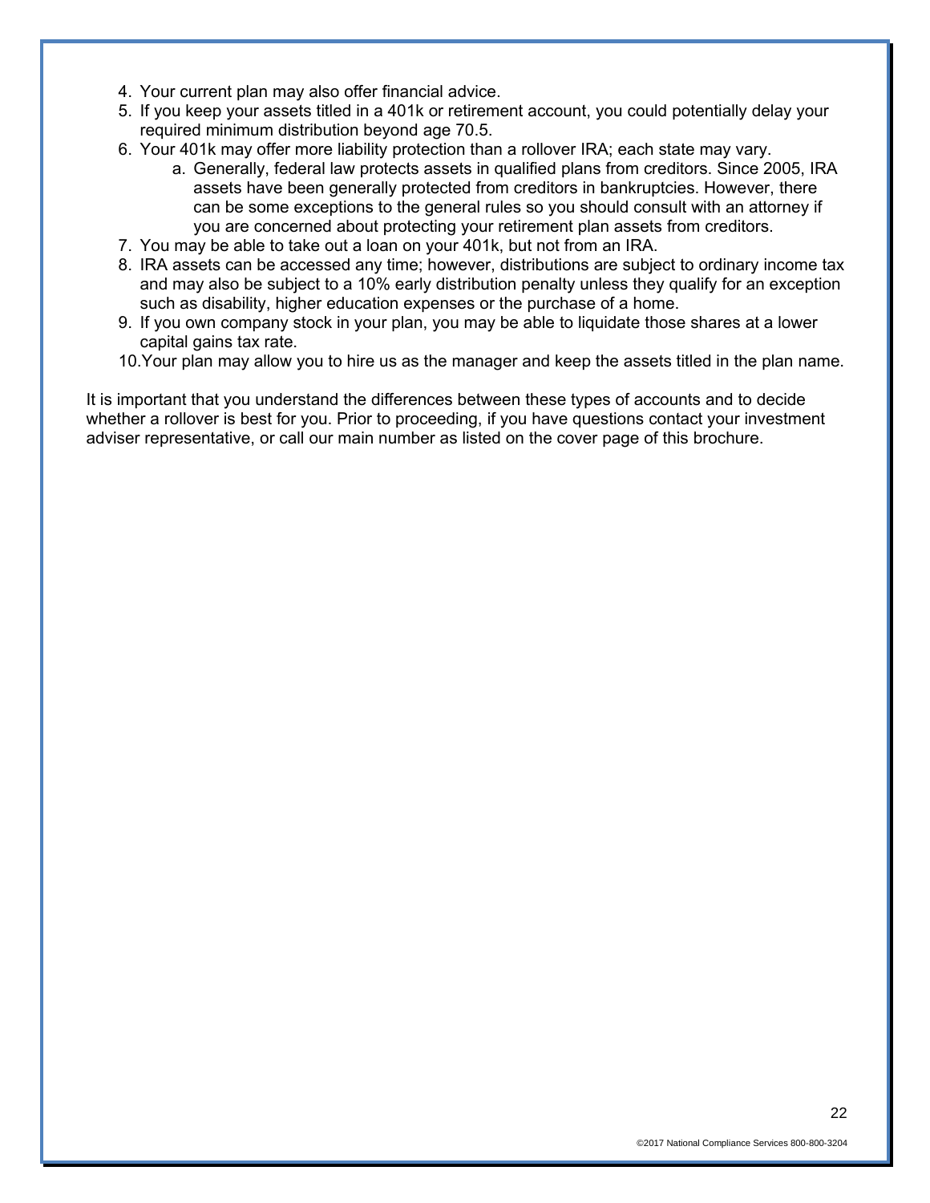4. Your current plan may also offer financial advice.
5. If you keep your assets titled in a 401k or retirement account, you could potentially delay your required minimum distribution beyond age 70.5.
6. Your 401k may offer more liability protection than a rollover IRA; each state may vary.
    a. Generally, federal law protects assets in qualified plans from creditors. Since 2005, IRA assets have been generally protected from creditors in bankruptcies. However, there can be some exceptions to the general rules so you should consult with an attorney if you are concerned about protecting your retirement plan assets from creditors.
7. You may be able to take out a loan on your 401k, but not from an IRA.
8. IRA assets can be accessed any time; however, distributions are subject to ordinary income tax and may also be subject to a 10% early distribution penalty unless they qualify for an exception such as disability, higher education expenses or the purchase of a home.
9. If you own company stock in your plan, you may be able to liquidate those shares at a lower capital gains tax rate.
10. Your plan may allow you to hire us as the manager and keep the assets titled in the plan name.

It is important that you understand the differences between these types of accounts and to decide whether a rollover is best for you. Prior to proceeding, if you have questions contact your investment adviser representative, or call our main number as listed on the cover page of this brochure.